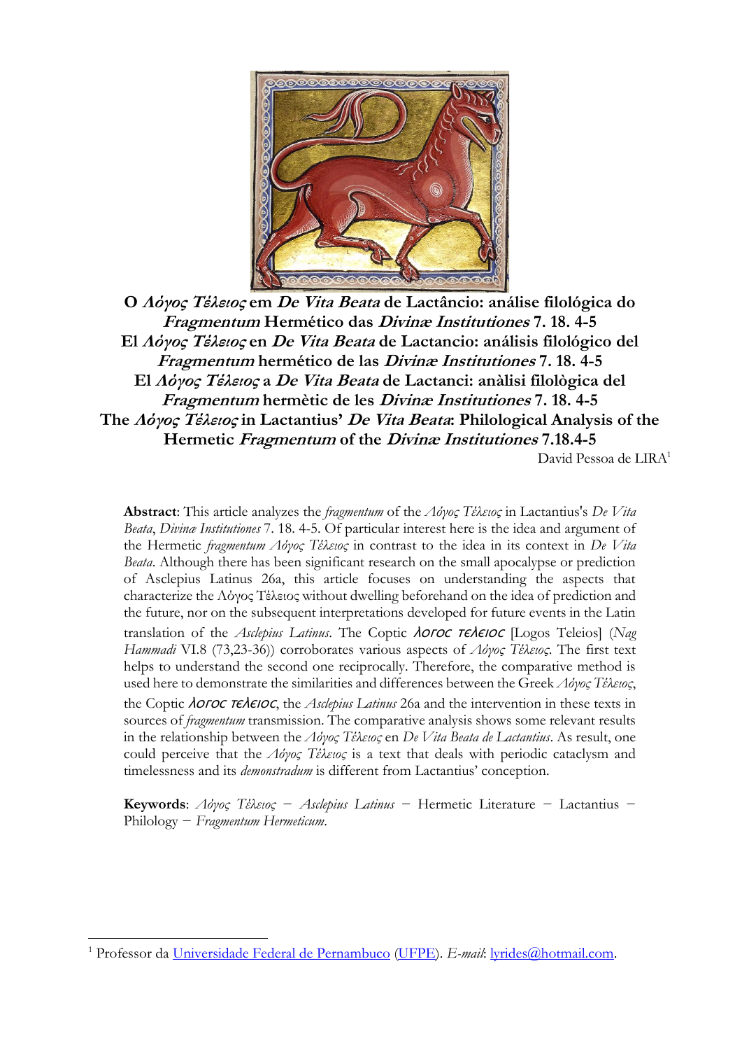# O *Λόγος Τέλειος* em *De Vita Beata* de Lactâncio: análise filológica do *Fragmentum* Hermético das *Divinæ Institutiones* 7. 18. 4-5

# El *Λόγος Τέλειος* en *De Vita Beata* de Lactancio: análisis filológico del *Fragmentum* hermético de las *Divinæ Institutiones* 7. 18. 4-5

# El *Λόγος Τέλειος* a *De Vita Beata* de Lactanci: anàlisi filològica del *Fragmentum* hermètic de les *Divinæ Institutiones* 7. 18. 4-5

# The *Λόγος Τέλειος* in Lactantius' *De Vita Beata*: Philological Analysis of the Hermetic *Fragmentum* of the *Divinæ Institutiones* 7.18.4-5

David Pessoa de LIRA[1]

**Abstract**: This article analyzes the *fragmentum* of the *Λόγος Τέλειος* in Lactantius's *De Vita Beata*, *Divinæ Institutiones* 7. 18. 4-5. Of particular interest here is the idea and argument of the Hermetic *fragmentum Λόγος Τέλειος* in contrast to the idea in its context in *De Vita Beata*. Although there has been significant research on the small apocalypse or prediction of Asclepius Latinus 26a, this article focuses on understanding the aspects that characterize the Λόγος Τέλειος without dwelling beforehand on the idea of prediction and the future, nor on the subsequent interpretations developed for future events in the Latin translation of the *Asclepius Latinus*. The Coptic *ⲗⲟⲅⲟⲥ ⲧⲉⲗⲉⲓⲟⲥ* [Logos Teleios] (*Nag Hammadi* VI.8 (73,23-36)) corroborates various aspects of *Λόγος Τέλειος*. The first text helps to understand the second one reciprocally. Therefore, the comparative method is used here to demonstrate the similarities and differences between the Greek *Λόγος Τέλειος*, the Coptic *ⲗⲟⲅⲟⲥ ⲧⲉⲗⲉⲓⲟⲥ*, the *Asclepius Latinus* 26a and the intervention in these texts in sources of *fragmentum* transmission. The comparative analysis shows some relevant results in the relationship between the *Λόγος Τέλειος* en *De Vita Beata de Lactantius*. As result, one could perceive that the *Λόγος Τέλειος* is a text that deals with periodic cataclysm and timelessness and its *demonstradum* is different from Lactantius' conception.

**Keywords**: *Λόγος Τέλειος* − *Asclepius Latinus* − Hermetic Literature − Lactantius − Philology − *Fragmentum Hermeticum*.

---

[1] Professor da Universidade Federal de Pernambuco (UFPE). *E-mail*: lyrides@hotmail.com.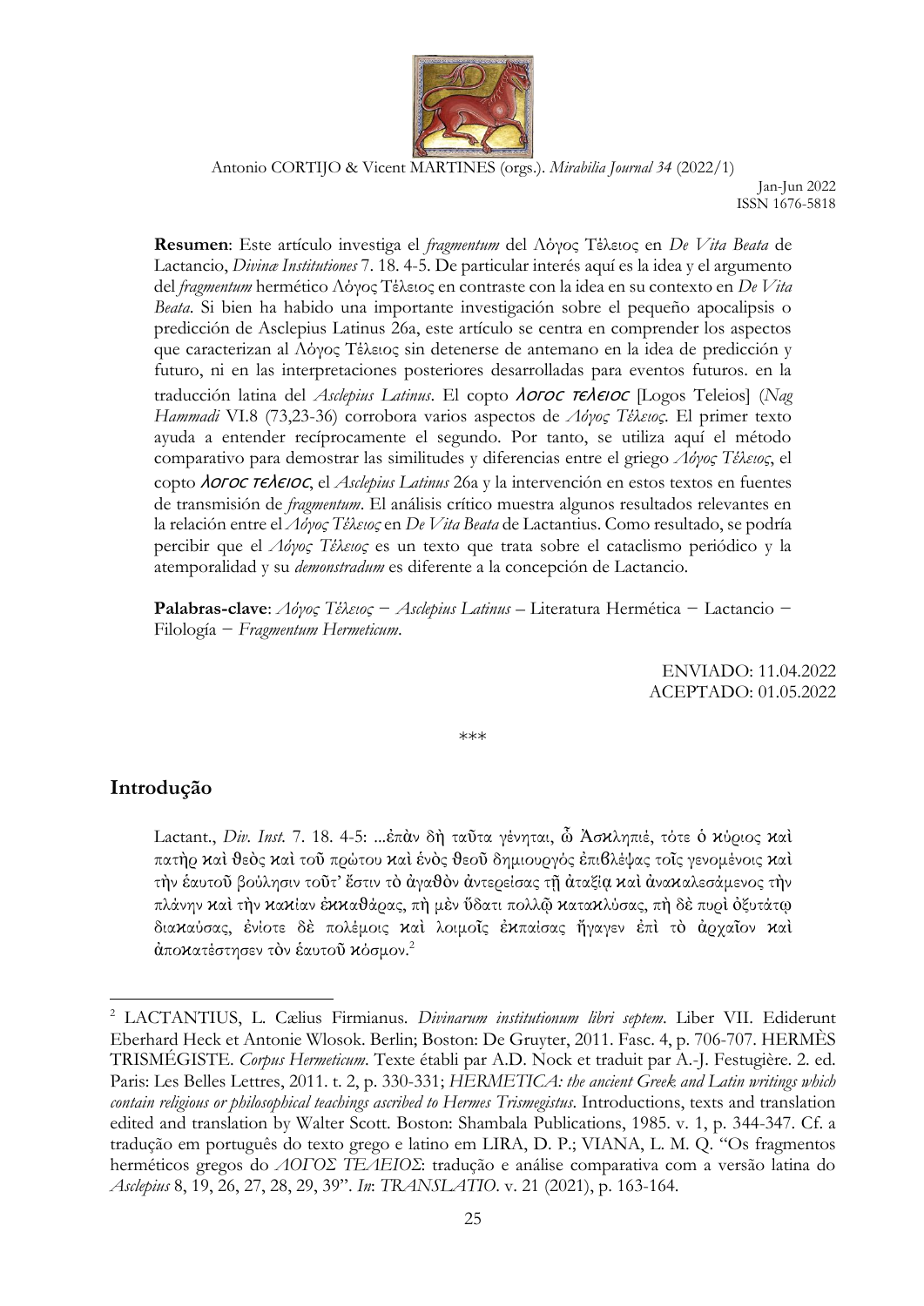**Resumen**: Este artículo investiga el *fragmentum* del Λόγος Τέλειος en *De Vita Beata* de Lactancio, *Divinæ Institutiones* 7. 18. 4-5. De particular interés aquí es la idea y el argumento del *fragmentum* hermético Λόγος Τέλειος en contraste con la idea en su contexto en *De Vita Beata*. Si bien ha habido una importante investigación sobre el pequeño apocalipsis o predicción de Asclepius Latinus 26a, este artículo se centra en comprender los aspectos que caracterizan al Λόγος Τέλειος sin detenerse de antemano en la idea de predicción y futuro, ni en las interpretaciones posteriores desarrolladas para eventos futuros. en la traducción latina del *Asclepius Latinus*. El copto *ⲗⲟⲅⲟⲥ ⲧⲉⲗⲉⲓⲟⲥ* [Logos Teleios] (*Nag Hammadi* VI.8 (73,23-36) corrobora varios aspectos de *Λόγος Τέλειος*. El primer texto ayuda a entender recíprocamente el segundo. Por tanto, se utiliza aquí el método comparativo para demostrar las similitudes y diferencias entre el griego *Λόγος Τέλειος*, el copto *ⲗⲟⲅⲟⲥ ⲧⲉⲗⲉⲓⲟⲥ*, el *Asclepius Latinus* 26a y la intervención en estos textos en fuentes de transmisión de *fragmentum*. El análisis crítico muestra algunos resultados relevantes en la relación entre el *Λόγος Τέλειος* en *De Vita Beata* de Lactantius. Como resultado, se podría percibir que el *Λόγος Τέλειος* es un texto que trata sobre el cataclismo periódico y la atemporalidad y su *demonstradum* es diferente a la concepción de Lactancio.

**Palabras-clave**: *Λόγος Τέλειος* – *Asclepius Latinus* – Literatura Hermética – Lactancio – Filología – *Fragmentum Hermeticum*.

ENVIADO: 11.04.2022
ACEPTADO: 01.05.2022

\*\*\*

## Introdução

Lactant., *Div. Inst.* 7. 18. 4-5: ...ἐπὰν δὴ ταῦτα γένηται, ὦ Ἀσκληπιέ, τότε ὁ κύριος καὶ πατὴρ καὶ θεὸς καὶ τοῦ πρώτου καὶ ἑνὸς θεοῦ δημιουργὸς ἐπιβλέψας τοῖς γενομένοις καὶ τὴν ἑαυτοῦ βούλησιν τοῦτ' ἔστιν τὸ ἀγαθὸν ἀντερείσας τῇ ἀταξίᾳ καὶ ἀνακαλεσάμενος τὴν πλάνην καὶ τὴν κακίαν ἐκκαθάρας, πὴ μὲν ὕδατι πολλῷ κατακλύσας, πὴ δὲ πυρὶ ὀξυτάτῳ διακαύσας, ἐνίοτε δὲ πολέμοις καὶ λοιμοῖς ἐκπαίσας ἤγαγεν ἐπὶ τὸ ἀρχαῖον καὶ ἀποκατέστησεν τὸν ἑαυτοῦ κόσμον.[2]

---

[2] LACTANTIUS, L. Cælius Firmianus. *Divinarum institutionum libri septem*. Liber VII. Ediderunt Eberhard Heck et Antonie Wlosok. Berlin; Boston: De Gruyter, 2011. Fasc. 4, p. 706-707. HERMÈS TRISMÉGISTE. *Corpus Hermeticum*. Texte établi par A.D. Nock et traduit par A.-J. Festugière. 2. ed. Paris: Les Belles Lettres, 2011. t. 2, p. 330-331; *HERMETICA: the ancient Greek and Latin writings which contain religious or philosophical teachings ascribed to Hermes Trismegistus*. Introductions, texts and translation edited and translation by Walter Scott. Boston: Shambala Publications, 1985. v. 1, p. 344-347. Cf. a tradução em português do texto grego e latino em LIRA, D. P.; VIANA, L. M. Q. "Os fragmentos herméticos gregos do *ΛΟΓΟΣ ΤΕΛΕΙΟΣ*: tradução e análise comparativa com a versão latina do *Asclepius* 8, 19, 26, 27, 28, 29, 39". *In*: *TRANSLATIO*. v. 21 (2021), p. 163-164.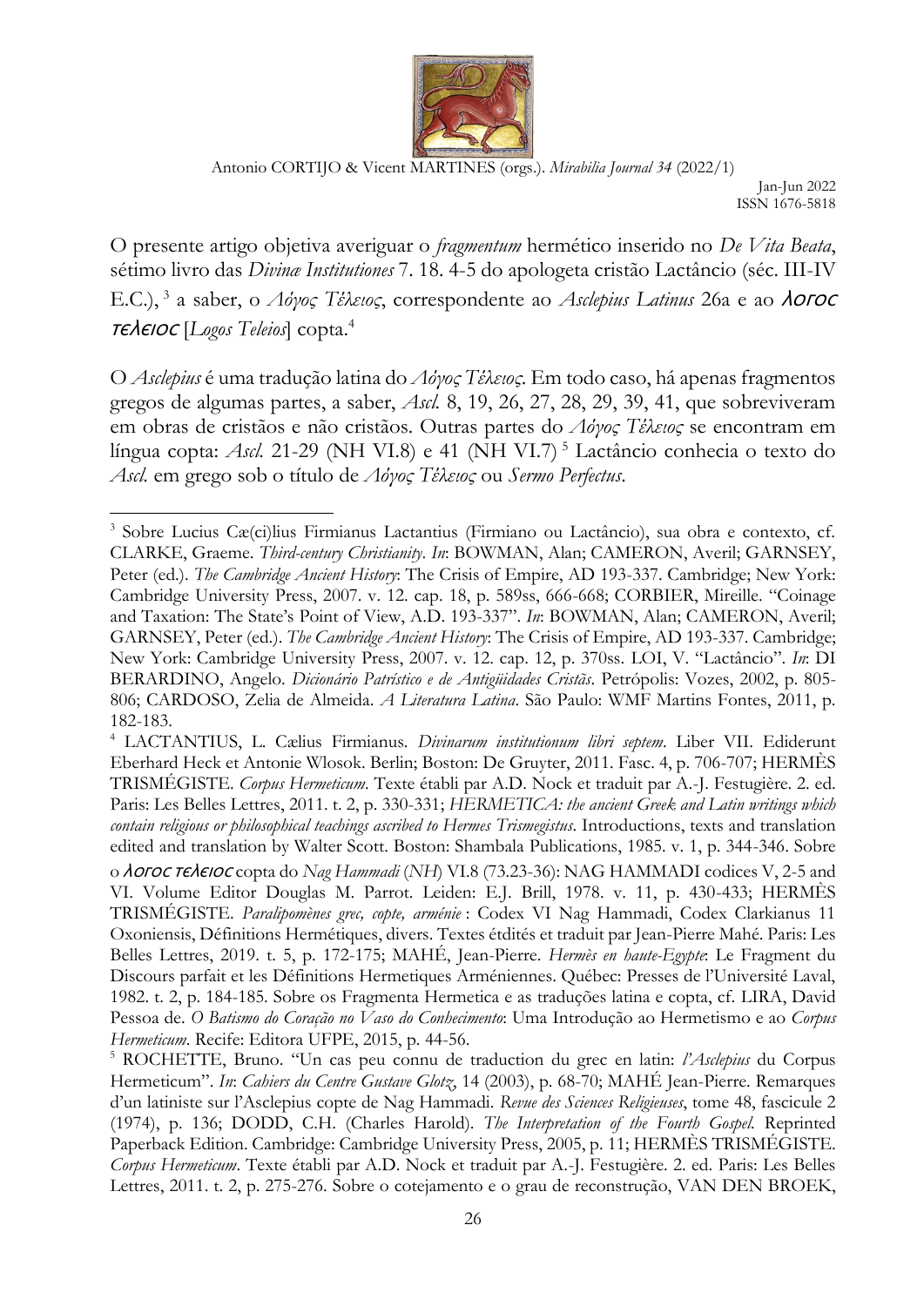O presente artigo objetiva averiguar o *fragmentum* hermético inserido no *De Vita Beata*, sétimo livro das *Divinæ Institutiones* 7. 18. 4-5 do apologeta cristão Lactâncio (séc. III-IV E.C.),[3] a saber, o *Λόγος Τέλειος*, correspondente ao *Asclepius Latinus* 26a e ao ⲗⲟⲅⲟⲥ ⲧⲉⲗⲉⲓⲟⲥ [*Logos Teleios*] copta.[4]

O *Asclepius* é uma tradução latina do *Λόγος Τέλειος*. Em todo caso, há apenas fragmentos gregos de algumas partes, a saber, *Ascl.* 8, 19, 26, 27, 28, 29, 39, 41, que sobreviveram em obras de cristãos e não cristãos. Outras partes do *Λόγος Τέλειος* se encontram em língua copta: *Ascl.* 21-29 (NH VI.8) e 41 (NH VI.7)[5] Lactâncio conhecia o texto do *Ascl.* em grego sob o título de *Λόγος Τέλειος* ou *Sermo Perfectus*.

---

[3] Sobre Lucius Cæ(ci)lius Firmianus Lactantius (Firmiano ou Lactâncio), sua obra e contexto, cf. CLARKE, Graeme. *Third-century Christianity*. *In*: BOWMAN, Alan; CAMERON, Averil; GARNSEY, Peter (ed.). *The Cambridge Ancient History*: The Crisis of Empire, AD 193-337. Cambridge; New York: Cambridge University Press, 2007. v. 12. cap. 18, p. 589ss, 666-668; CORBIER, Mireille. "Coinage and Taxation: The State's Point of View, A.D. 193-337". *In*: BOWMAN, Alan; CAMERON, Averil; GARNSEY, Peter (ed.). *The Cambridge Ancient History*: The Crisis of Empire, AD 193-337. Cambridge; New York: Cambridge University Press, 2007. v. 12. cap. 12, p. 370ss. LOI, V. "Lactâncio". *In*: DI BERARDINO, Angelo. *Dicionário Patrístico e de Antigüidades Cristãs*. Petrópolis: Vozes, 2002, p. 805-806; CARDOSO, Zelia de Almeida. *A Literatura Latina*. São Paulo: WMF Martins Fontes, 2011, p. 182-183.

[4] LACTANTIUS, L. Cælius Firmianus. *Divinarum institutionum libri septem*. Liber VII. Ediderunt Eberhard Heck et Antonie Wlosok. Berlin; Boston: De Gruyter, 2011. Fasc. 4, p. 706-707; HERMÈS TRISMÉGISTE. *Corpus Hermeticum*. Texte établi par A.D. Nock et traduit par A.-J. Festugière. 2. ed. Paris: Les Belles Lettres, 2011. t. 2, p. 330-331; *HERMETICA: the ancient Greek and Latin writings which contain religious or philosophical teachings ascribed to Hermes Trismegistus*. Introductions, texts and translation edited and translation by Walter Scott. Boston: Shambala Publications, 1985. v. 1, p. 344-346. Sobre o ⲗⲟⲅⲟⲥ ⲧⲉⲗⲉⲓⲟⲥ copta do *Nag Hammadi* (*NH*) VI.8 (73.23-36): NAG HAMMADI codices V, 2-5 and VI. Volume Editor Douglas M. Parrot. Leiden: E.J. Brill, 1978. v. 11, p. 430-433; HERMÈS TRISMÉGISTE. *Paralipomènes grec, copte, arménie* : Codex VI Nag Hammadi, Codex Clarkianus 11 Oxoniensis, Définitions Hermétiques, divers. Textes étdités et traduit par Jean-Pierre Mahé. Paris: Les Belles Lettres, 2019. t. 5, p. 172-175; MAHÉ, Jean-Pierre. *Hermès en haute-Egypte*: Le Fragment du Discours parfait et les Définitions Hermetiques Arméniennes. Québec: Presses de l'Université Laval, 1982. t. 2, p. 184-185. Sobre os Fragmenta Hermetica e as traduções latina e copta, cf. LIRA, David Pessoa de. *O Batismo do Coração no Vaso do Conhecimento*: Uma Introdução ao Hermetismo e ao *Corpus Hermeticum*. Recife: Editora UFPE, 2015, p. 44-56.

[5] ROCHETTE, Bruno. "Un cas peu connu de traduction du grec en latin: *l'Asclepius* du Corpus Hermeticum". *In*: *Cahiers du Centre Gustave Glotz*, 14 (2003), p. 68-70; MAHÉ Jean-Pierre. Remarques d'un latiniste sur l'Asclepius copte de Nag Hammadi. *Revue des Sciences Religieuses*, tome 48, fascicule 2 (1974), p. 136; DODD, C.H. (Charles Harold). *The Interpretation of the Fourth Gospel*. Reprinted Paperback Edition. Cambridge: Cambridge University Press, 2005, p. 11; HERMÈS TRISMÉGISTE. *Corpus Hermeticum*. Texte établi par A.D. Nock et traduit par A.-J. Festugière. 2. ed. Paris: Les Belles Lettres, 2011. t. 2, p. 275-276. Sobre o cotejamento e o grau de reconstrução, VAN DEN BROEK,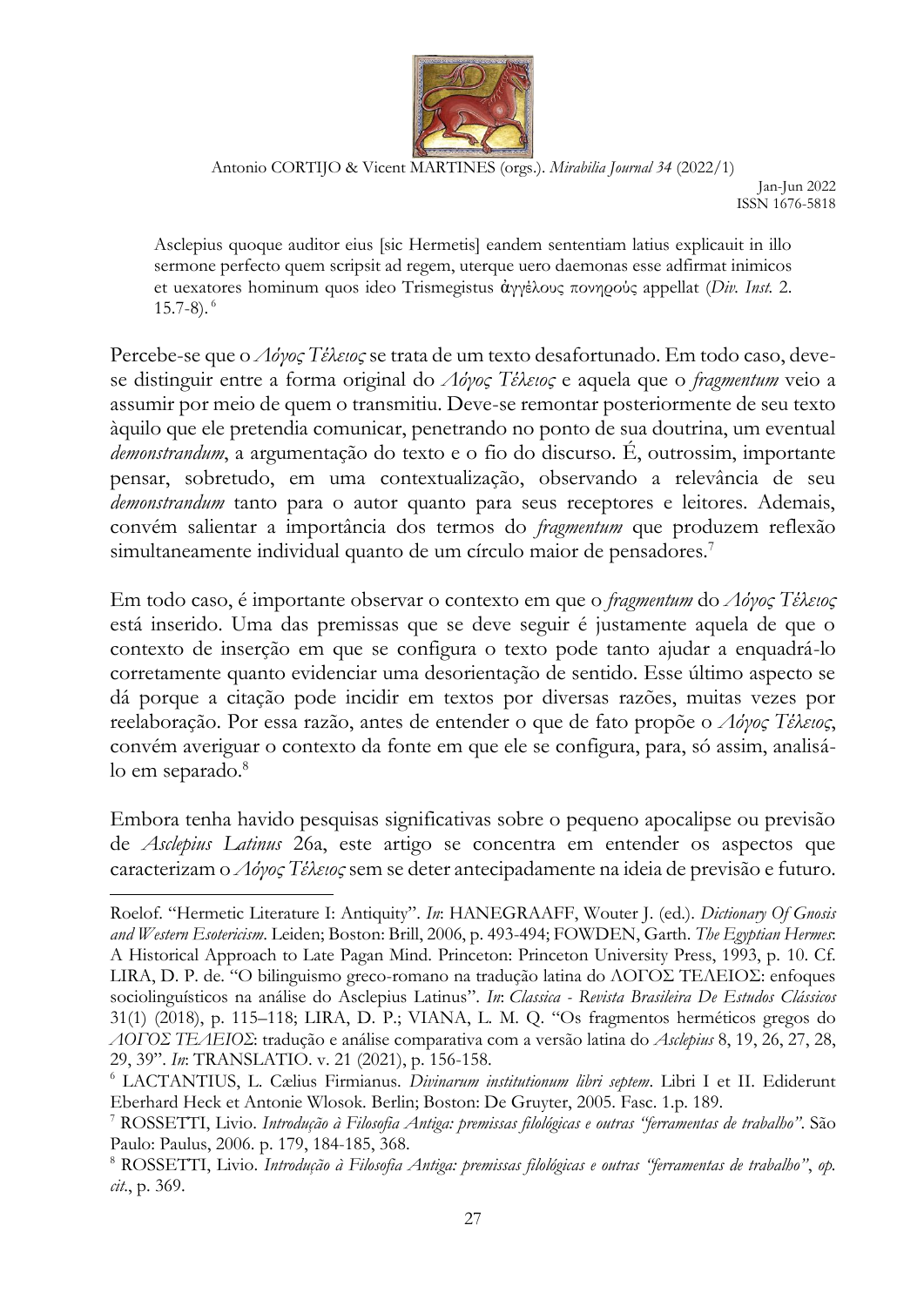> Asclepius quoque auditor eius [sic Hermetis] eandem sententiam latius explicauit in illo sermone perfecto quem scripsit ad regem, uterque uero daemonas esse adfirmat inimicos et uexatores hominum quos ideo Trismegistus ἀγγέλους πονηρούς appellat (*Div. Inst.* 2. 15.7-8).[6]

Percebe-se que o *Λόγος Τέλειος* se trata de um texto desafortunado. Em todo caso, deve-se distinguir entre a forma original do *Λόγος Τέλειος* e aquela que o *fragmentum* veio a assumir por meio de quem o transmitiu. Deve-se remontar posteriormente de seu texto àquilo que ele pretendia comunicar, penetrando no ponto de sua doutrina, um eventual *demonstrandum*, a argumentação do texto e o fio do discurso. É, outrossim, importante pensar, sobretudo, em uma contextualização, observando a relevância de seu *demonstrandum* tanto para o autor quanto para seus receptores e leitores. Ademais, convém salientar a importância dos termos do *fragmentum* que produzem reflexão simultaneamente individual quanto de um círculo maior de pensadores.[7]

Em todo caso, é importante observar o contexto em que o *fragmentum* do *Λόγος Τέλειος* está inserido. Uma das premissas que se deve seguir é justamente aquela de que o contexto de inserção em que se configura o texto pode tanto ajudar a enquadrá-lo corretamente quanto evidenciar uma desorientação de sentido. Esse último aspecto se dá porque a citação pode incidir em textos por diversas razões, muitas vezes por reelaboração. Por essa razão, antes de entender o que de fato propõe o *Λόγος Τέλειος*, convém averiguar o contexto da fonte em que ele se configura, para, só assim, analisá-lo em separado.[8]

Embora tenha havido pesquisas significativas sobre o pequeno apocalipse ou previsão de *Asclepius Latinus* 26a, este artigo se concentra em entender os aspectos que caracterizam o *Λόγος Τέλειος* sem se deter antecipadamente na ideia de previsão e futuro.

---

Roelof. "Hermetic Literature I: Antiquity". *In*: HANEGRAAFF, Wouter J. (ed.). *Dictionary Of Gnosis and Western Esotericism*. Leiden; Boston: Brill, 2006, p. 493-494; FOWDEN, Garth. *The Egyptian Hermes*: A Historical Approach to Late Pagan Mind. Princeton: Princeton University Press, 1993, p. 10. Cf. LIRA, D. P. de. "O bilinguismo greco-romano na tradução latina do ΛΟΓΟΣ ΤΕΛΕΙΟΣ: enfoques sociolinguísticos na análise do Asclepius Latinus". *In*: *Classica - Revista Brasileira De Estudos Clássicos* 31(1) (2018), p. 115–118; LIRA, D. P.; VIANA, L. M. Q. "Os fragmentos herméticos gregos do *ΛΟΓΟΣ ΤΕΛΕΙΟΣ*: tradução e análise comparativa com a versão latina do *Asclepius* 8, 19, 26, 27, 28, 29, 39". *In*: TRANSLATIO. v. 21 (2021), p. 156-158.

[6] LACTANTIUS, L. Cælius Firmianus. *Divinarum institutionum libri septem*. Libri I et II. Ediderunt Eberhard Heck et Antonie Wlosok. Berlin; Boston: De Gruyter, 2005. Fasc. 1.p. 189.

[7] ROSSETTI, Livio. *Introdução à Filosofia Antiga: premissas filológicas e outras "ferramentas de trabalho"*. São Paulo: Paulus, 2006. p. 179, 184-185, 368.

[8] ROSSETTI, Livio. *Introdução à Filosofia Antiga: premissas filológicas e outras "ferramentas de trabalho"*, *op. cit*., p. 369.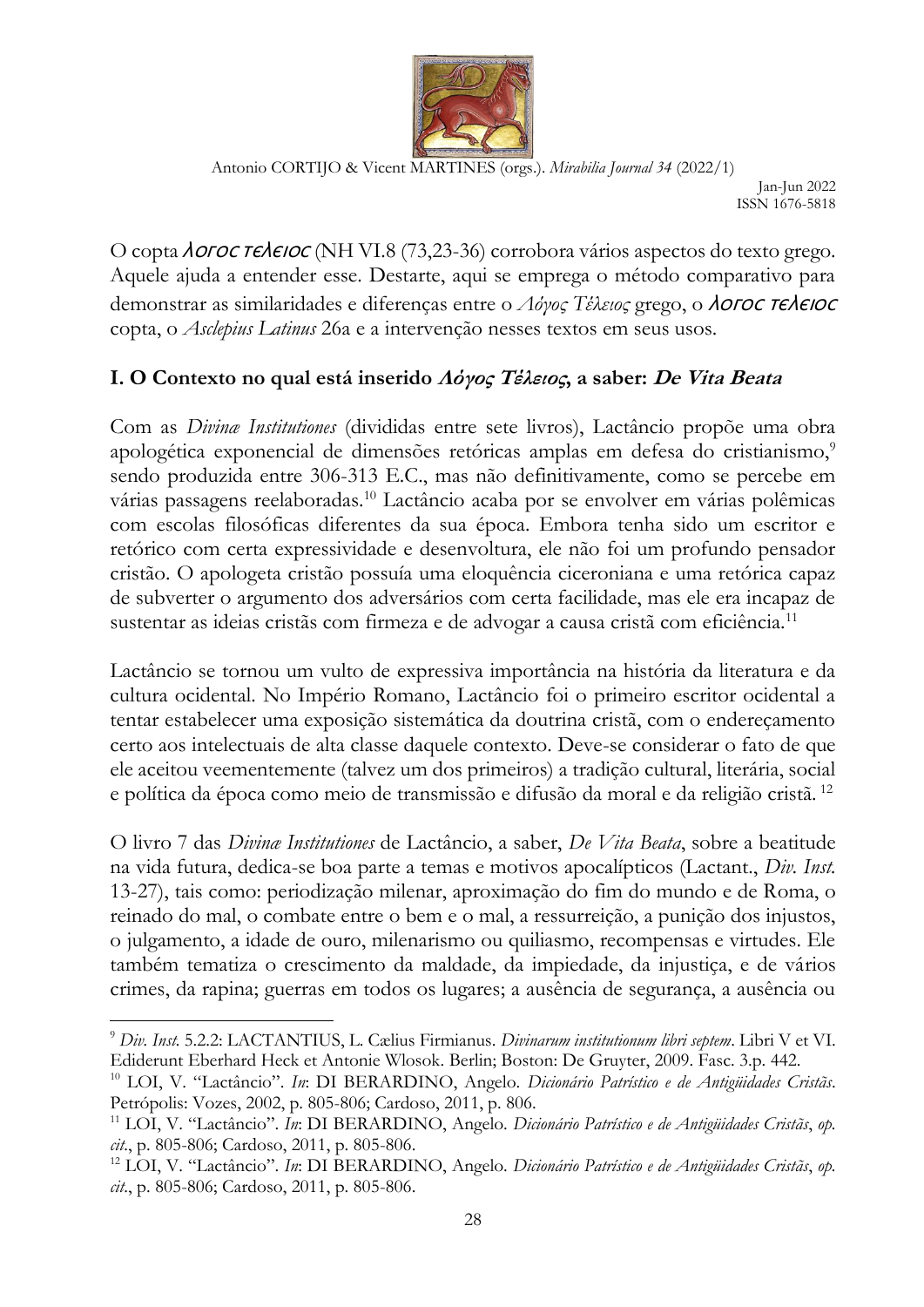O copta *ⲗⲟⲅⲟⲥ ⲧⲉⲗⲉⲓⲟⲥ* (NH VI.8 (73,23-36) corrobora vários aspectos do texto grego. Aquele ajuda a entender esse. Destarte, aqui se emprega o método comparativo para demonstrar as similaridades e diferenças entre o *Λόγος Τέλειος* grego, o *ⲗⲟⲅⲟⲥ ⲧⲉⲗⲉⲓⲟⲥ* copta, o *Asclepius Latinus* 26a e a intervenção nesses textos em seus usos.

## I. O Contexto no qual está inserido *Λόγος Τέλειος*, a saber: *De Vita Beata*

Com as *Divinæ Institutiones* (divididas entre sete livros), Lactâncio propõe uma obra apologética exponencial de dimensões retóricas amplas em defesa do cristianismo,[9] sendo produzida entre 306-313 E.C., mas não definitivamente, como se percebe em várias passagens reelaboradas.[10] Lactâncio acaba por se envolver em várias polêmicas com escolas filosóficas diferentes da sua época. Embora tenha sido um escritor e retórico com certa expressividade e desenvoltura, ele não foi um profundo pensador cristão. O apologeta cristão possuía uma eloquência ciceroniana e uma retórica capaz de subverter o argumento dos adversários com certa facilidade, mas ele era incapaz de sustentar as ideias cristãs com firmeza e de advogar a causa cristã com eficiência.[11]

Lactâncio se tornou um vulto de expressiva importância na história da literatura e da cultura ocidental. No Império Romano, Lactâncio foi o primeiro escritor ocidental a tentar estabelecer uma exposição sistemática da doutrina cristã, com o endereçamento certo aos intelectuais de alta classe daquele contexto. Deve-se considerar o fato de que ele aceitou veementemente (talvez um dos primeiros) a tradição cultural, literária, social e política da época como meio de transmissão e difusão da moral e da religião cristã. [12]

O livro 7 das *Divinæ Institutiones* de Lactâncio, a saber, *De Vita Beata*, sobre a beatitude na vida futura, dedica-se boa parte a temas e motivos apocalípticos (Lactant., *Div. Inst.* 13-27), tais como: periodização milenar, aproximação do fim do mundo e de Roma, o reinado do mal, o combate entre o bem e o mal, a ressurreição, a punição dos injustos, o julgamento, a idade de ouro, milenarismo ou quiliasmo, recompensas e virtudes. Ele também tematiza o crescimento da maldade, da impiedade, da injustiça, e de vários crimes, da rapina; guerras em todos os lugares; a ausência de segurança, a ausência ou

---

[9] *Div. Inst.* 5.2.2: LACTANTIUS, L. Cælius Firmianus. *Divinarum institutionum libri septem*. Libri V et VI. Ediderunt Eberhard Heck et Antonie Wlosok. Berlin; Boston: De Gruyter, 2009. Fasc. 3.p. 442.

[10] LOI, V. "Lactâncio". *In*: DI BERARDINO, Angelo. *Dicionário Patrístico e de Antigüidades Cristãs*. Petrópolis: Vozes, 2002, p. 805-806; Cardoso, 2011, p. 806.

[11] LOI, V. "Lactâncio". *In*: DI BERARDINO, Angelo. *Dicionário Patrístico e de Antigüidades Cristãs*, *op. cit.*, p. 805-806; Cardoso, 2011, p. 805-806.

[12] LOI, V. "Lactâncio". *In*: DI BERARDINO, Angelo. *Dicionário Patrístico e de Antigüidades Cristãs*, *op. cit.*, p. 805-806; Cardoso, 2011, p. 805-806.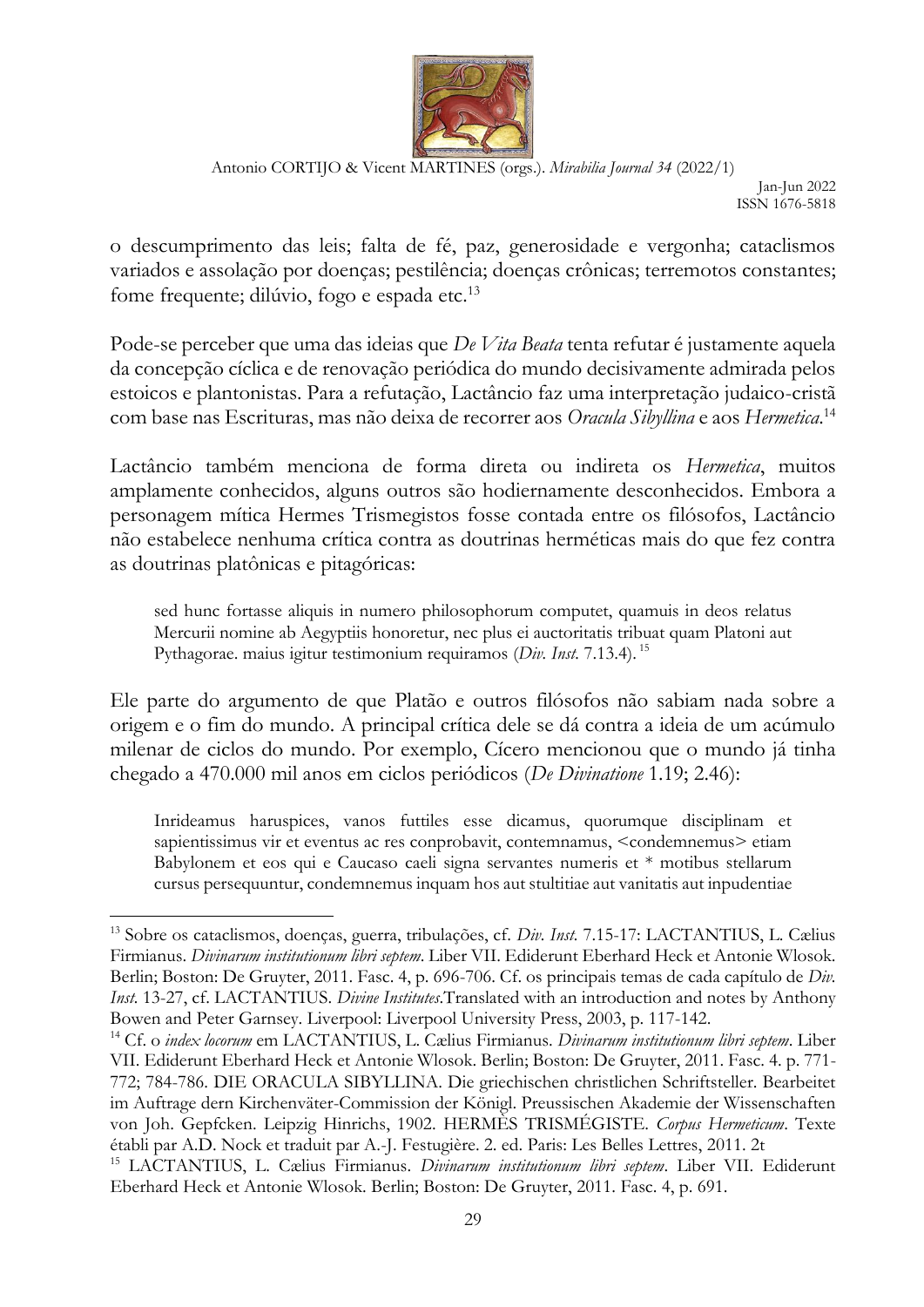o descumprimento das leis; falta de fé, paz, generosidade e vergonha; cataclismos variados e assolação por doenças; pestilência; doenças crônicas; terremotos constantes; fome frequente; dilúvio, fogo e espada etc.[13]

Pode-se perceber que uma das ideias que *De Vita Beata* tenta refutar é justamente aquela da concepção cíclica e de renovação periódica do mundo decisivamente admirada pelos estoicos e plantonistas. Para a refutação, Lactâncio faz uma interpretação judaico-cristã com base nas Escrituras, mas não deixa de recorrer aos *Oracula Sibyllina* e aos *Hermetica*.[14]

Lactâncio também menciona de forma direta ou indireta os *Hermetica*, muitos amplamente conhecidos, alguns outros são hodiernamente desconhecidos. Embora a personagem mítica Hermes Trismegistos fosse contada entre os filósofos, Lactâncio não estabelece nenhuma crítica contra as doutrinas herméticas mais do que fez contra as doutrinas platônicas e pitagóricas:

> sed hunc fortasse aliquis in numero philosophorum computet, quamuis in deos relatus Mercurii nomine ab Aegyptiis honoretur, nec plus ei auctoritatis tribuat quam Platoni aut Pythagorae. maius igitur testimonium requiramos (*Div. Inst.* 7.13.4).[15]

Ele parte do argumento de que Platão e outros filósofos não sabiam nada sobre a origem e o fim do mundo. A principal crítica dele se dá contra a ideia de um acúmulo milenar de ciclos do mundo. Por exemplo, Cícero mencionou que o mundo já tinha chegado a 470.000 mil anos em ciclos periódicos (*De Divinatione* 1.19; 2.46):

> Inrideamus haruspices, vanos futtiles esse dicamus, quorumque disciplinam et sapientissimus vir et eventus ac res conprobavit, contemnamus, <condemnemus> etiam Babylonem et eos qui e Caucaso caeli signa servantes numeris et * motibus stellarum cursus persequuntur, condemnemus inquam hos aut stultitiae aut vanitatis aut inpudentiae

---

[13] Sobre os cataclismos, doenças, guerra, tribulações, cf. *Div. Inst.* 7.15-17: LACTANTIUS, L. Cælius Firmianus. *Divinarum institutionum libri septem*. Liber VII. Ediderunt Eberhard Heck et Antonie Wlosok. Berlin; Boston: De Gruyter, 2011. Fasc. 4, p. 696-706. Cf. os principais temas de cada capítulo de *Div. Inst.* 13-27, cf. LACTANTIUS. *Divine Institutes*.Translated with an introduction and notes by Anthony Bowen and Peter Garnsey. Liverpool: Liverpool University Press, 2003, p. 117-142.

[14] Cf. o *index locorum* em LACTANTIUS, L. Cælius Firmianus. *Divinarum institutionum libri septem*. Liber VII. Ediderunt Eberhard Heck et Antonie Wlosok. Berlin; Boston: De Gruyter, 2011. Fasc. 4. p. 771-772; 784-786. DIE ORACULA SIBYLLINA. Die griechischen christlichen Schriftsteller. Bearbeitet im Auftrage dern Kirchenväter-Commission der Königl. Preussischen Akademie der Wissenschaften von Joh. Gepfcken. Leipzig Hinrichs, 1902. HERMÈS TRISMÉGISTE. *Corpus Hermeticum*. Texte établi par A.D. Nock et traduit par A.-J. Festugière. 2. ed. Paris: Les Belles Lettres, 2011. 2t

[15] LACTANTIUS, L. Cælius Firmianus. *Divinarum institutionum libri septem*. Liber VII. Ediderunt Eberhard Heck et Antonie Wlosok. Berlin; Boston: De Gruyter, 2011. Fasc. 4, p. 691.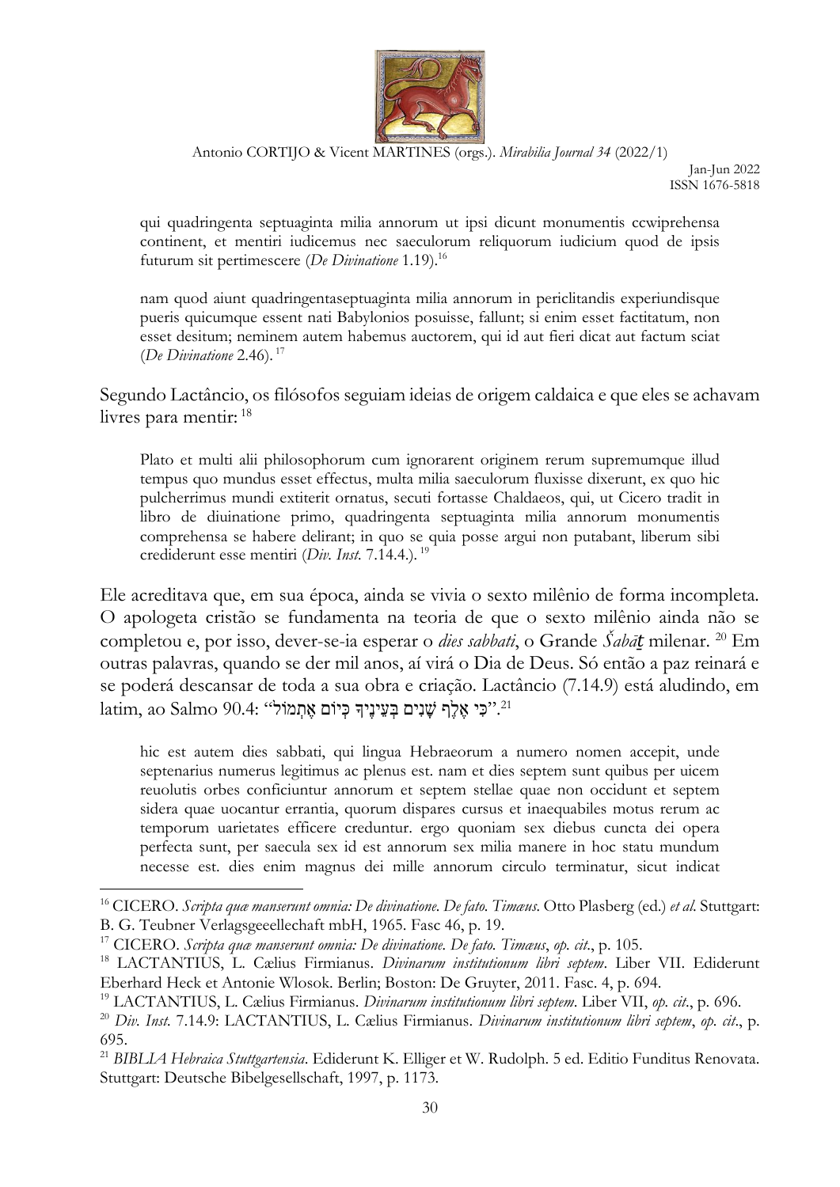qui quadringenta septuaginta milia annorum ut ipsi dicunt monumentis ccwiprehensa continent, et mentiri iudicemus nec saeculorum reliquorum iudicium quod de ipsis futurum sit pertimescere (*De Divinatione* 1.19).[16]

nam quod aiunt quadringentaseptuaginta milia annorum in periclitandis experiundisque pueris quicumque essent nati Babylonios posuisse, fallunt; si enim esset factitatum, non esset desitum; neminem autem habemus auctorem, qui id aut fieri dicat aut factum sciat (*De Divinatione* 2.46).[17]

Segundo Lactâncio, os filósofos seguiam ideias de origem caldaica e que eles se achavam livres para mentir:[18]

Plato et multi alii philosophorum cum ignorarent originem rerum supremumque illud tempus quo mundus esset effectus, multa milia saeculorum fluxisse dixerunt, ex quo hic pulcherrimus mundi extiterit ornatus, secuti fortasse Chaldaeos, qui, ut Cicero tradit in libro de diuinatione primo, quadringenta septuaginta milia annorum monumentis comprehensa se habere delirant; in quo se quia posse argui non putabant, liberum sibi crediderunt esse mentiri (*Div. Inst.* 7.14.4.).[19]

Ele acreditava que, em sua época, ainda se vivia o sexto milênio de forma incompleta. O apologeta cristão se fundamenta na teoria de que o sexto milênio ainda não se completou e, por isso, dever-se-ia esperar o *dies sabbati*, o Grande *Šabāṯ* milenar.[20] Em outras palavras, quando se der mil anos, aí virá o Dia de Deus. Só então a paz reinará e se poderá descansar de toda a sua obra e criação. Lactâncio (7.14.9) está aludindo, em latim, ao Salmo 90.4: "כִּי אֶלֶף שָׁנִים בְּעֵינֶיךָ כְּיוֹם אֶתְמוֹל".[21]

hic est autem dies sabbati, qui lingua Hebraeorum a numero nomen accepit, unde septenarius numerus legitimus ac plenus est. nam et dies septem sunt quibus per uicem reuolutis orbes conficiuntur annorum et septem stellae quae non occidunt et septem sidera quae uocantur errantia, quorum dispares cursus et inaequabiles motus rerum ac temporum uarietates efficere creduntur. ergo quoniam sex diebus cuncta dei opera perfecta sunt, per saecula sex id est annorum sex milia manere in hoc statu mundum necesse est. dies enim magnus dei mille annorum circulo terminatur, sicut indicat

---

[16] CICERO. *Scripta quæ manserunt omnia: De divinatione. De fato. Timæus*. Otto Plasberg (ed.) *et al*. Stuttgart: B. G. Teubner Verlagsgeeellechaft mbH, 1965. Fasc 46, p. 19.

[17] CICERO. *Scripta quæ manserunt omnia: De divinatione. De fato. Timæus*, *op. cit*., p. 105.

[18] LACTANTIUS, L. Cælius Firmianus. *Divinarum institutionum libri septem*. Liber VII. Ediderunt Eberhard Heck et Antonie Wlosok. Berlin; Boston: De Gruyter, 2011. Fasc. 4, p. 694.

[19] LACTANTIUS, L. Cælius Firmianus. *Divinarum institutionum libri septem*. Liber VII, *op. cit*., p. 696.

[20] *Div. Inst.* 7.14.9: LACTANTIUS, L. Cælius Firmianus. *Divinarum institutionum libri septem*, *op. cit*., p. 695.

[21] *BIBLIA Hebraica Stuttgartensia*. Ediderunt K. Elliger et W. Rudolph. 5 ed. Editio Funditus Renovata. Stuttgart: Deutsche Bibelgesellschaft, 1997, p. 1173.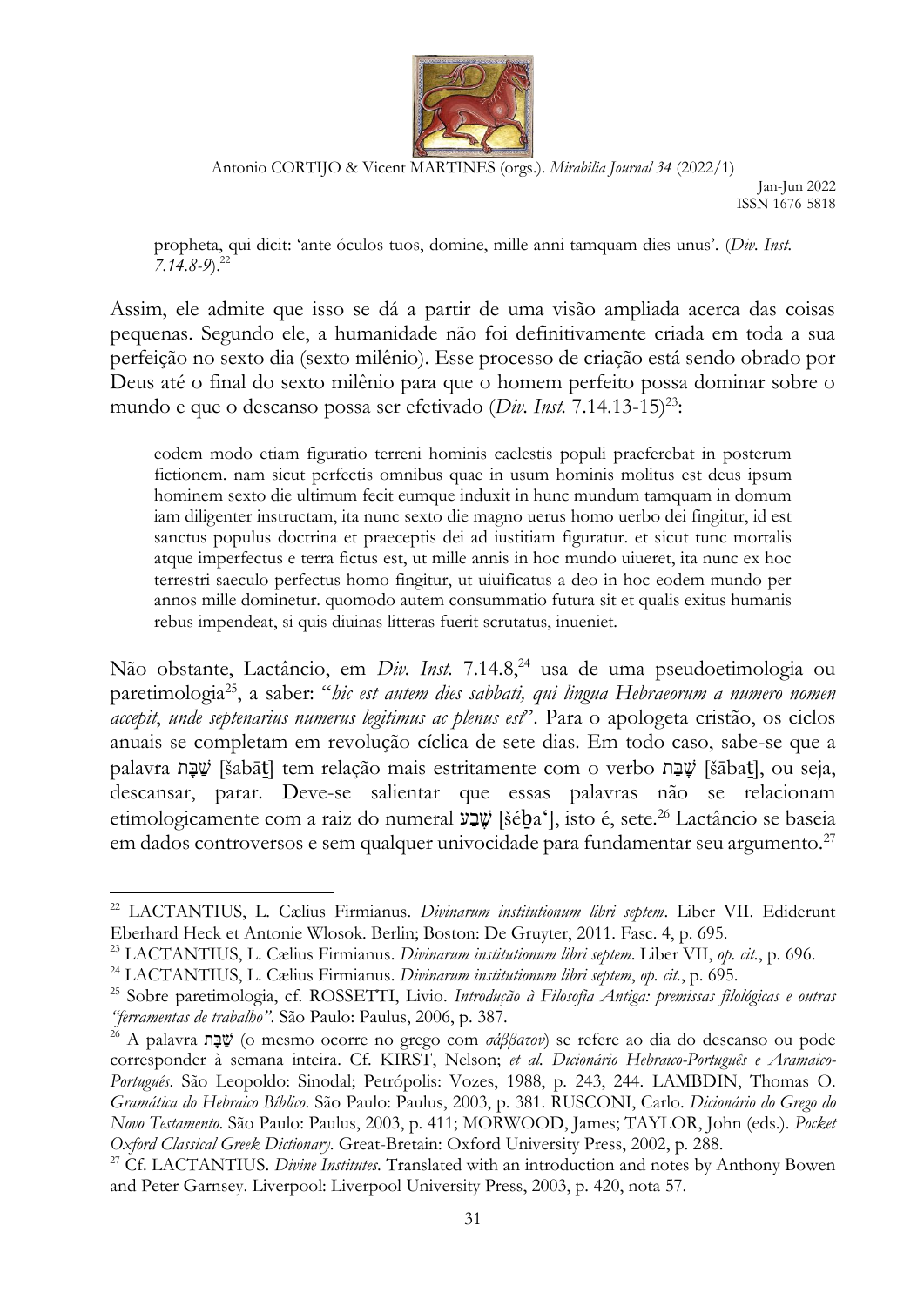> propheta, qui dicit: 'ante óculos tuos, domine, mille anni tamquam dies unus'. (*Div. Inst. 7.14.8-9*).[22]

Assim, ele admite que isso se dá a partir de uma visão ampliada acerca das coisas pequenas. Segundo ele, a humanidade não foi definitivamente criada em toda a sua perfeição no sexto dia (sexto milênio). Esse processo de criação está sendo obrado por Deus até o final do sexto milênio para que o homem perfeito possa dominar sobre o mundo e que o descanso possa ser efetivado (*Div. Inst.* 7.14.13-15)[23]:

> eodem modo etiam figuratio terreni hominis caelestis populi praeferebat in posterum fictionem. nam sicut perfectis omnibus quae in usum hominis molitus est deus ipsum hominem sexto die ultimum fecit eumque induxit in hunc mundum tamquam in domum iam diligenter instructam, ita nunc sexto die magno uerus homo uerbo dei fingitur, id est sanctus populus doctrina et praeceptis dei ad iustitiam figuratur. et sicut tunc mortalis atque imperfectus e terra fictus est, ut mille annis in hoc mundo uiueret, ita nunc ex hoc terrestri saeculo perfectus homo fingitur, ut uiuificatus a deo in hoc eodem mundo per annos mille dominetur. quomodo autem consummatio futura sit et qualis exitus humanis rebus impendeat, si quis diuinas litteras fuerit scrutatus, inueniet.

Não obstante, Lactâncio, em *Div. Inst.* 7.14.8,[24] usa de uma pseudoetimologia ou paretimologia[25], a saber: "*hic est autem dies sabbati, qui lingua Hebraeorum a numero nomen accepit, unde septenarius numerus legitimus ac plenus est*". Para o apologeta cristão, os ciclos anuais se completam em revolução cíclica de sete dias. Em todo caso, sabe-se que a palavra שַׁבָּת [šabāṯ] tem relação mais estritamente com o verbo שָׁבַת [šābaṯ], ou seja, descansar, parar. Deve-se salientar que essas palavras não se relacionam etimologicamente com a raiz do numeral שֶׁבַע [šéḇa'], isto é, sete.[26] Lactâncio se baseia em dados controversos e sem qualquer univocidade para fundamentar seu argumento.[27]

---

[22] LACTANTIUS, L. Cælius Firmianus. *Divinarum institutionum libri septem*. Liber VII. Ediderunt Eberhard Heck et Antonie Wlosok. Berlin; Boston: De Gruyter, 2011. Fasc. 4, p. 695.

[23] LACTANTIUS, L. Cælius Firmianus. *Divinarum institutionum libri septem*. Liber VII, *op. cit.*, p. 696.

[24] LACTANTIUS, L. Cælius Firmianus. *Divinarum institutionum libri septem*, *op. cit.*, p. 695.

[25] Sobre paretimologia, cf. ROSSETTI, Livio. *Introdução à Filosofia Antiga: premissas filológicas e outras "ferramentas de trabalho"*. São Paulo: Paulus, 2006, p. 387.

[26] A palavra שַׁבָּת (o mesmo ocorre no grego com *σάββατον*) se refere ao dia do descanso ou pode corresponder à semana inteira. Cf. KIRST, Nelson; *et al. Dicionário Hebraico-Português e Aramaico-Português*. São Leopoldo: Sinodal; Petrópolis: Vozes, 1988, p. 243, 244. LAMBDIN, Thomas O. *Gramática do Hebraico Bíblico*. São Paulo: Paulus, 2003, p. 381. RUSCONI, Carlo. *Dicionário do Grego do Novo Testamento*. São Paulo: Paulus, 2003, p. 411; MORWOOD, James; TAYLOR, John (eds.). *Pocket Oxford Classical Greek Dictionary*. Great-Bretain: Oxford University Press, 2002, p. 288.

[27] Cf. LACTANTIUS. *Divine Institutes.* Translated with an introduction and notes by Anthony Bowen and Peter Garnsey. Liverpool: Liverpool University Press, 2003, p. 420, nota 57.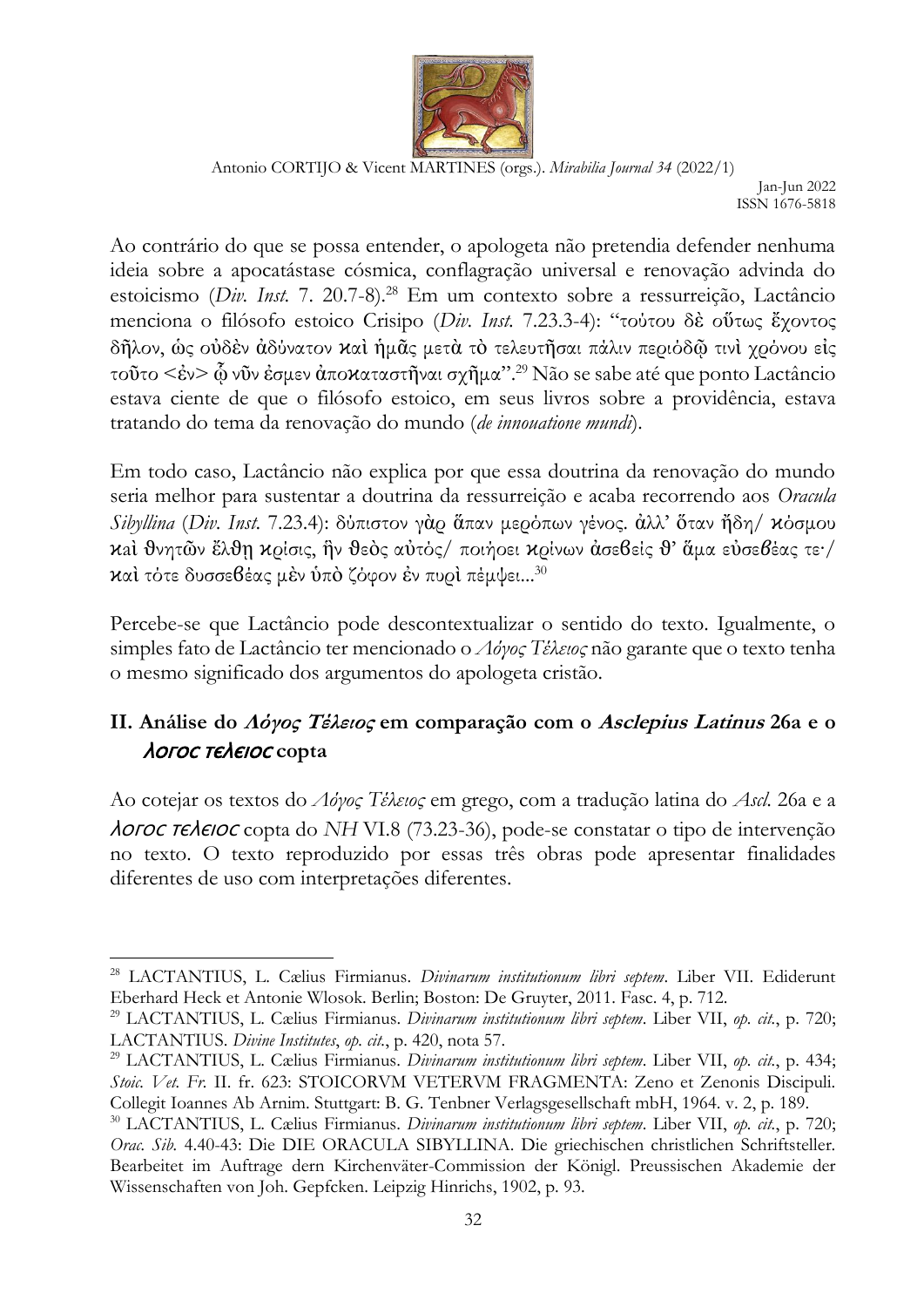Ao contrário do que se possa entender, o apologeta não pretendia defender nenhuma ideia sobre a apocatástase cósmica, conflagração universal e renovação advinda do estoicismo (*Div. Inst.* 7. 20.7-8).[28] Em um contexto sobre a ressurreição, Lactâncio menciona o filósofo estoico Crisipo (*Div. Inst.* 7.23.3-4): "τούτου δὲ οὕτως ἔχοντος δῆλον, ὡς οὐδὲν ἀδύνατον καὶ ἡμᾶς μετὰ τὸ τελευτῆσαι πάλιν περιόδῳ τινὶ χρόνου εἰς τοῦτο <ἐν> ᾧ νῦν ἐσμεν ἀποκαταστῆναι σχῆμα".[29] Não se sabe até que ponto Lactâncio estava ciente de que o filósofo estoico, em seus livros sobre a providência, estava tratando do tema da renovação do mundo (*de innouatione mundi*).

Em todo caso, Lactâncio não explica por que essa doutrina da renovação do mundo seria melhor para sustentar a doutrina da ressurreição e acaba recorrendo aos *Oracula Sibyllina* (*Div. Inst.* 7.23.4): δύπιστον γὰρ ἅπαν μερόπων γένος. ἀλλ' ὅταν ἤδη/ κόσμου καὶ θνητῶν ἔλθῃ κρίσις, ἣν θεὸς αὐτός/ ποιήσει κρίνων ἀσεβεῖς θ' ἅμα εὐσεβέας τε·/ καὶ τότε δυσσεβέας μὲν ὑπὸ ζόφον ἐν πυρὶ πέμψει...[30]

Percebe-se que Lactâncio pode descontextualizar o sentido do texto. Igualmente, o simples fato de Lactâncio ter mencionado o *Λόγος Τέλειος* não garante que o texto tenha o mesmo significado dos argumentos do apologeta cristão.

## II. Análise do *Λόγος Τέλειος* em comparação com o *Asclepius Latinus* 26a e o *ⲗⲟⲅⲟⲥ ⲧⲉⲗⲉⲓⲟⲥ* copta

Ao cotejar os textos do *Λόγος Τέλειος* em grego, com a tradução latina do *Ascl.* 26a e a *ⲗⲟⲅⲟⲥ ⲧⲉⲗⲉⲓⲟⲥ* copta do *NH* VI.8 (73.23-36), pode-se constatar o tipo de intervenção no texto. O texto reproduzido por essas três obras pode apresentar finalidades diferentes de uso com interpretações diferentes.

---

[28] LACTANTIUS, L. Cælius Firmianus. *Divinarum institutionum libri septem*. Liber VII. Ediderunt Eberhard Heck et Antonie Wlosok. Berlin; Boston: De Gruyter, 2011. Fasc. 4, p. 712.

[29] LACTANTIUS, L. Cælius Firmianus. *Divinarum institutionum libri septem*. Liber VII, *op. cit.*, p. 720; LACTANTIUS. *Divine Institutes*, *op. cit.*, p. 420, nota 57.

[29] LACTANTIUS, L. Cælius Firmianus. *Divinarum institutionum libri septem*. Liber VII, *op. cit.*, p. 434; *Stoic. Vet. Fr.* II. fr. 623: STOICORVM VETERVM FRAGMENTA: Zeno et Zenonis Discipuli. Collegit Ioannes Ab Arnim. Stuttgart: B. G. Tenbner Verlagsgesellschaft mbH, 1964. v. 2, p. 189.

[30] LACTANTIUS, L. Cælius Firmianus. *Divinarum institutionum libri septem*. Liber VII, *op. cit.*, p. 720; *Orac. Sib.* 4.40-43: Die DIE ORACULA SIBYLLINA. Die griechischen christlichen Schriftsteller. Bearbeitet im Auftrage dern Kirchenväter-Commission der Königl. Preussischen Akademie der Wissenschaften von Joh. Gepfcken. Leipzig Hinrichs, 1902, p. 93.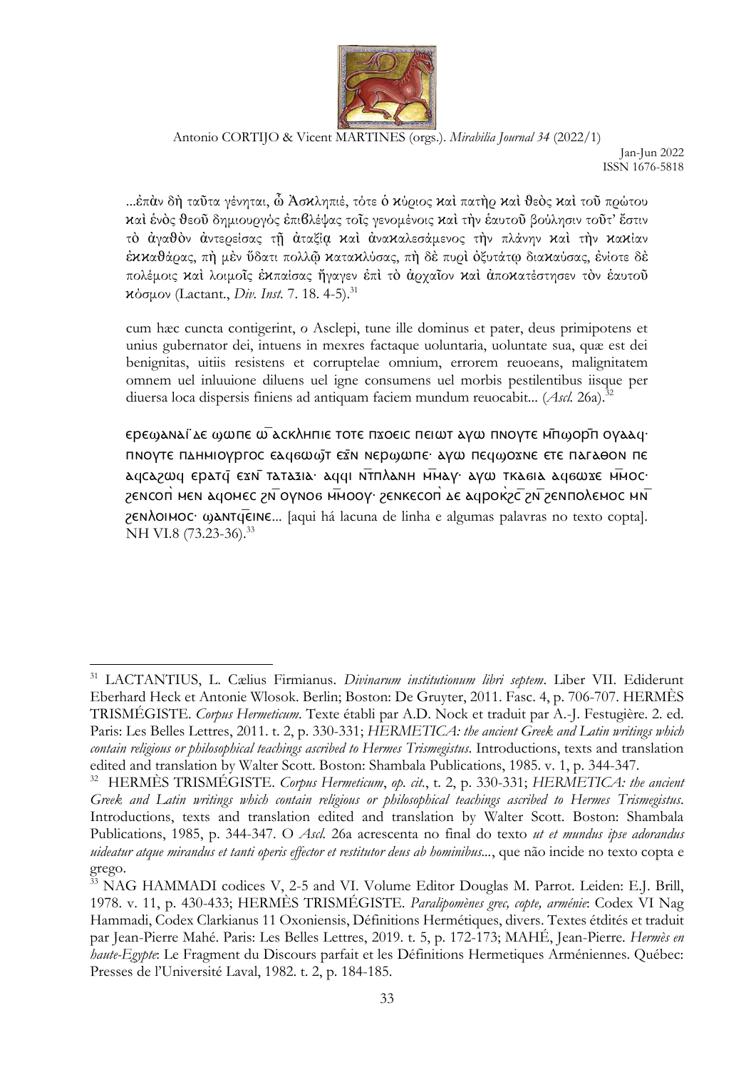...ἐπὰν δὴ ταῦτα γένηται, ὦ Ἀσκληπιέ, τότε ὁ κύριος καὶ πατὴρ καὶ θεὸς καὶ τοῦ πρώτου καὶ ἑνὸς θεοῦ δημιουργὸς ἐπιβλέψας τοῖς γενομένοις καὶ τὴν ἑαυτοῦ βούλησιν τοῦτ' ἔστιν τὸ ἀγαθὸν ἀντερείσας τῇ ἀταξίᾳ καὶ ἀνακαλεσάμενος τὴν πλάνην καὶ τὴν κακίαν ἐκκαθάρας, πὴ μὲν ὕδατι πολλῷ κατακλύσας, πὴ δὲ πυρὶ ὀξυτάτῳ διακαύσας, ἐνίοτε δὲ πολέμοις καὶ λοιμοῖς ἐκπαίσας ἤγαγεν ἐπὶ τὸ ἀρχαῖον καὶ ἀποκατέστησεν τὸν ἑαυτοῦ κόσμον (Lactant., *Div. Inst.* 7. 18. 4-5).[31]

cum hæc cuncta contigerint, o Asclepi, tune ille dominus et pater, deus primipotens et unius gubernator dei, intuens in mexres factaque uoluntaria, uoluntate sua, quæ est dei benignitas, uitiis resistens et corruptelae omnium, errorem reuoeans, malignitatem omnem uel inluuione diluens uel igne consumens uel morbis pestilentibus iisque per diuersa loca dispersis finiens ad antiquam faciem mundum reuocabit... (*Ascl.* 26a).[32]

ⲉⲣⲉϣⲁⲛⲁϊ ⲇⲉ ϣⲱⲡⲉ ⲱ̄ ⲁⲥⲕⲗⲏⲡⲓⲉ ⲧⲟⲧⲉ ⲡϫⲟⲉⲓⲥ ⲡⲉⲓⲱⲧ ⲁⲩⲱ ⲡⲛⲟⲩⲧⲉ ⲙ̄ⲡϣⲟⲣⲡ̄ ⲟⲩⲁⲁϥ· ⲡⲛⲟⲩⲧⲉ ⲡⲇⲏⲙⲓⲟⲩⲣⲅⲟⲥ ⲉⲁϥϭⲱϣ̄ⲧ ⲉϫ̄ⲛ ⲛⲉⲣⲱϣⲡⲉ· ⲁⲩⲱ ⲡⲉϥⲱϫ̄ⲛⲉ ⲉⲧⲉ ⲡⲁⲅⲁⲑⲟⲛ ⲡⲉ ⲁϥⲥⲁϩⲱϥ ⲉⲣⲁⲧϥ̄ ⲉϫⲛ̄ ⲧⲁⲧⲁⲝⲓⲁ· ⲁϥϥⲓ ⲛ̄ⲧⲡⲗⲁⲛⲏ ⲙ̄ⲙⲁⲩ· ⲁⲩⲱ ⲧⲕⲁϭⲓⲁ ⲁϥϭⲱϫⲉ ⲙ̄ⲙⲟⲥ· ϩⲉⲛⲥⲟⲡ ⲙⲉⲛ ⲁϥⲟⲙⲉⲥ ϩⲛ̄ ⲟⲩⲛⲟϭ ⲙ̄ⲙⲟⲟⲩ· ϩⲉⲛⲕⲉⲥⲟⲡ ⲇⲉ ⲁϥⲣⲟⲕ̀ϩ̄ⲥ ϩⲛ̄ ϩⲉⲛⲡⲟⲗⲉⲙⲟⲥ ⲙⲛ̄ ϩⲉⲛⲗⲟⲓⲙⲟⲥ· ϣⲁⲛⲧϥ̄ⲉⲓⲛⲉ... [aqui há lacuna de linha e algumas palavras no texto copta]. NH VI.8 (73.23-36).[33]

---

[31] LACTANTIUS, L. Cælius Firmianus. *Divinarum institutionum libri septem*. Liber VII. Ediderunt Eberhard Heck et Antonie Wlosok. Berlin; Boston: De Gruyter, 2011. Fasc. 4, p. 706-707. HERMÈS TRISMÉGISTE. *Corpus Hermeticum*. Texte établi par A.D. Nock et traduit par A.-J. Festugière. 2. ed. Paris: Les Belles Lettres, 2011. t. 2, p. 330-331; *HERMETICA: the ancient Greek and Latin writings which contain religious or philosophical teachings ascribed to Hermes Trismegistus*. Introductions, texts and translation edited and translation by Walter Scott. Boston: Shambala Publications, 1985. v. 1, p. 344-347.

[32] HERMÈS TRISMÉGISTE. *Corpus Hermeticum*, *op. cit.*, t. 2, p. 330-331; *HERMETICA: the ancient Greek and Latin writings which contain religious or philosophical teachings ascribed to Hermes Trismegistus*. Introductions, texts and translation edited and translation by Walter Scott. Boston: Shambala Publications, 1985, p. 344-347. O *Ascl.* 26a acrescenta no final do texto *ut et mundus ipse adorandus uideatur atque mirandus et tanti operis effector et restitutor deus ab hominibus*..., que não incide no texto copta e grego.

[33] NAG HAMMADI codices V, 2-5 and VI. Volume Editor Douglas M. Parrot. Leiden: E.J. Brill, 1978. v. 11, p. 430-433; HERMÈS TRISMÉGISTE. *Paralipomènes grec, copte, arménie*: Codex VI Nag Hammadi, Codex Clarkianus 11 Oxoniensis, Définitions Hermétiques, divers. Textes étdités et traduit par Jean-Pierre Mahé. Paris: Les Belles Lettres, 2019. t. 5, p. 172-173; MAHÉ, Jean-Pierre. *Hermès en haute-Egypte*: Le Fragment du Discours parfait et les Définitions Hermetiques Arméniennes. Québec: Presses de l'Université Laval, 1982. t. 2, p. 184-185.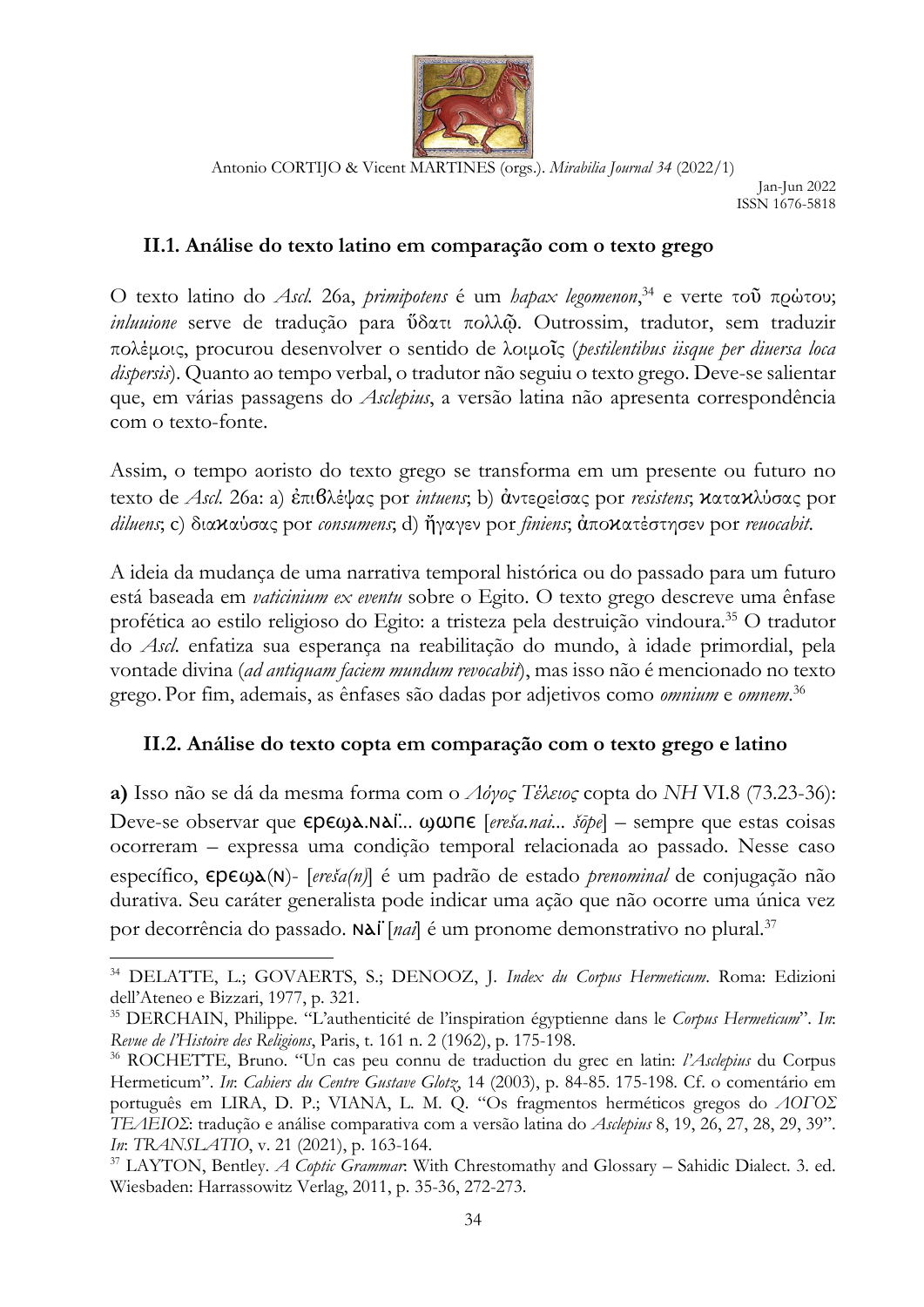## II.1. Análise do texto latino em comparação com o texto grego

O texto latino do *Ascl.* 26a, *primipotens* é um *hapax legomenon*,[34] e verte τοῦ πρώτου; *inluuione* serve de tradução para ὕδατι πολλῷ. Outrossim, tradutor, sem traduzir πολέμοις, procurou desenvolver o sentido de λοιμοῖς (*pestilentibus iisque per diuersa loca dispersis*). Quanto ao tempo verbal, o tradutor não seguiu o texto grego. Deve-se salientar que, em várias passagens do *Asclepius*, a versão latina não apresenta correspondência com o texto-fonte.

Assim, o tempo aoristo do texto grego se transforma em um presente ou futuro no texto de *Ascl.* 26a: a) ἐπιβλέψας por *intuens*; b) ἀντερείσας por *resistens*; κατακλύσας por *diluens*; c) διακαύσας por *consumens*; d) ἤγαγεν por *finiens*; ἀποκατέστησεν por *reuocabit*.

A ideia da mudança de uma narrativa temporal histórica ou do passado para um futuro está baseada em *vaticinium ex eventu* sobre o Egito. O texto grego descreve uma ênfase profética ao estilo religioso do Egito: a tristeza pela destruição vindoura.[35] O tradutor do *Ascl.* enfatiza sua esperança na reabilitação do mundo, à idade primordial, pela vontade divina (*ad antiquam faciem mundum revocabit*), mas isso não é mencionado no texto grego. Por fim, ademais, as ênfases são dadas por adjetivos como *omnium* e *omnem*.[36]

## II.2. Análise do texto copta em comparação com o texto grego e latino

**a)** Isso não se dá da mesma forma com o *Λόγος Τέλειος* copta do *NH* VI.8 (73.23-36): Deve-se observar que ⲉⲣⲉϣⲁ.ⲛⲁϊ... ϣⲱⲡⲉ [*ereša.nai... šōpe*] – sempre que estas coisas ocorreram – expressa uma condição temporal relacionada ao passado. Nesse caso específico, ⲉⲣⲉϣⲁ(ⲛ)- [*ereša(n)*] é um padrão de estado *prenominal* de conjugação não durativa. Seu caráter generalista pode indicar uma ação que não ocorre uma única vez por decorrência do passado. ⲛⲁϊ [*nai*] é um pronome demonstrativo no plural.[37]

---

[34] DELATTE, L.; GOVAERTS, S.; DENOOZ, J. *Index du Corpus Hermeticum*. Roma: Edizioni dell'Ateneo e Bizzari, 1977, p. 321.

[35] DERCHAIN, Philippe. "L'authenticité de l'inspiration égyptienne dans le *Corpus Hermeticum*". *In*: *Revue de l'Histoire des Religions*, Paris, t. 161 n. 2 (1962), p. 175-198.

[36] ROCHETTE, Bruno. "Un cas peu connu de traduction du grec en latin: *l'Asclepius* du Corpus Hermeticum". *In*: *Cahiers du Centre Gustave Glotz*, 14 (2003), p. 84-85. 175-198. Cf. o comentário em português em LIRA, D. P.; VIANA, L. M. Q. "Os fragmentos herméticos gregos do *ΛΟΓΟΣ ΤΕΛΕΙΟΣ*: tradução e análise comparativa com a versão latina do *Asclepius* 8, 19, 26, 27, 28, 29, 39". *In*: *TRANSLATIO*, v. 21 (2021), p. 163-164.

[37] LAYTON, Bentley. *A Coptic Grammar*: With Chrestomathy and Glossary – Sahidic Dialect. 3. ed. Wiesbaden: Harrassowitz Verlag, 2011, p. 35-36, 272-273.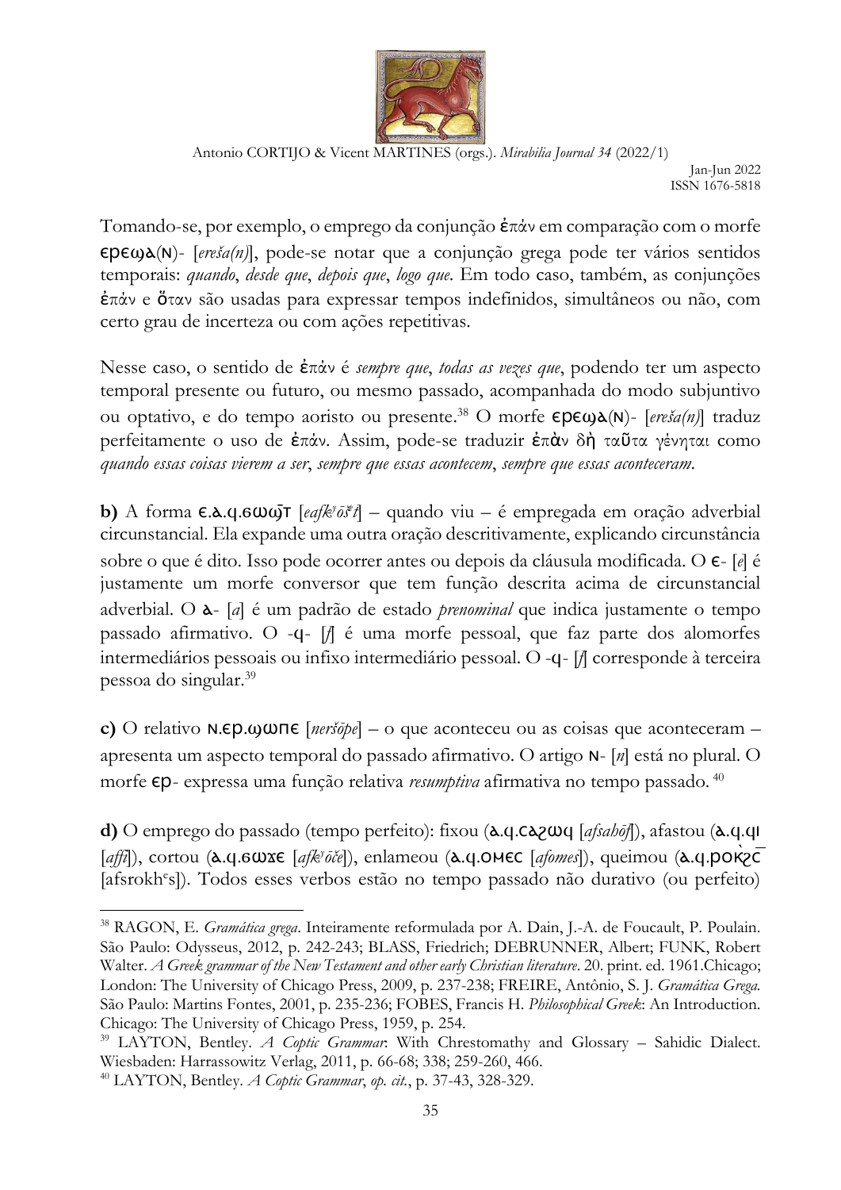Tomando-se, por exemplo, o emprego da conjunção ἐπάν em comparação com o morfe ⲉⲣⲉϣⲁ(ⲛ)- [*ereša(n)*], pode-se notar que a conjunção grega pode ter vários sentidos temporais: *quando*, *desde que*, *depois que*, *logo que*. Em todo caso, também, as conjunções ἐπάν e ὅταν são usadas para expressar tempos indefinidos, simultâneos ou não, com certo grau de incerteza ou com ações repetitivas.

Nesse caso, o sentido de ἐπάν é *sempre que*, *todas as vezes que*, podendo ter um aspecto temporal presente ou futuro, ou mesmo passado, acompanhada do modo subjuntivo ou optativo, e do tempo aoristo ou presente.[38] O morfe ⲉⲣⲉϣⲁ(ⲛ)- [*ereša(n)*] traduz perfeitamente o uso de ἐπάν. Assim, pode-se traduzir ἐπὰν δὴ ταῦτα γένηται como *quando essas coisas vierem a ser*, *sempre que essas acontecem*, *sempre que essas aconteceram*.

**b)** A forma ⲉ.ⲁ.ϥ.ϭⲱϣ̄ⲧ [*eafkʸōšt*] – quando viu – é empregada em oração adverbial circunstancial. Ela expande uma outra oração descritivamente, explicando circunstância sobre o que é dito. Isso pode ocorrer antes ou depois da cláusula modificada. O ⲉ- [*e*] é justamente um morfe conversor que tem função descrita acima de circunstancial adverbial. O ⲁ- [*a*] é um padrão de estado *prenominal* que indica justamente o tempo passado afirmativo. O -ϥ- [*f*] é uma morfe pessoal, que faz parte dos alomorfes intermediários pessoais ou infixo intermediário pessoal. O -ϥ- [*f*] corresponde à terceira pessoa do singular.[39]

**c)** O relativo ⲛ.ⲉⲣ.ϣⲱⲡⲉ [*neršōpe*] – o que aconteceu ou as coisas que aconteceram – apresenta um aspecto temporal do passado afirmativo. O artigo ⲛ- [*n*] está no plural. O morfe ⲉⲣ- expressa uma função relativa *resumptiva* afirmativa no tempo passado.[40]

**d)** O emprego do passado (tempo perfeito): fixou (ⲁ.ϥ.ⲥⲁϩⲱϥ [*afsahōf*]), afastou (ⲁ.ϥ.ϥⲓ [*affi*]), cortou (ⲁ.ϥ.ϭⲱϫⲉ [*afkʸōče*]), enlameou (ⲁ.ϥ.ⲟⲙⲉⲥ [*afomes*]), queimou (ⲁ.ϥ.ⲣⲟⲕ̀ϩⲥ̄ [afsrokhᵉs]). Todos esses verbos estão no tempo passado não durativo (ou perfeito)

[38] RAGON, E. *Gramática grega*. Inteiramente reformulada por A. Dain, J.-A. de Foucault, P. Poulain. São Paulo: Odysseus, 2012, p. 242-243; BLASS, Friedrich; DEBRUNNER, Albert; FUNK, Robert Walter. *A Greek grammar of the New Testament and other early Christian literature*. 20. print. ed. 1961.Chicago; London: The University of Chicago Press, 2009, p. 237-238; FREIRE, Antônio, S. J. *Gramática Grega*. São Paulo: Martins Fontes, 2001, p. 235-236; FOBES, Francis H. *Philosophical Greek*: An Introduction. Chicago: The University of Chicago Press, 1959, p. 254.

[39] LAYTON, Bentley. *A Coptic Grammar*: With Chrestomathy and Glossary – Sahidic Dialect. Wiesbaden: Harrassowitz Verlag, 2011, p. 66-68; 338; 259-260, 466.

[40] LAYTON, Bentley. *A Coptic Grammar*, *op. cit.*, p. 37-43, 328-329.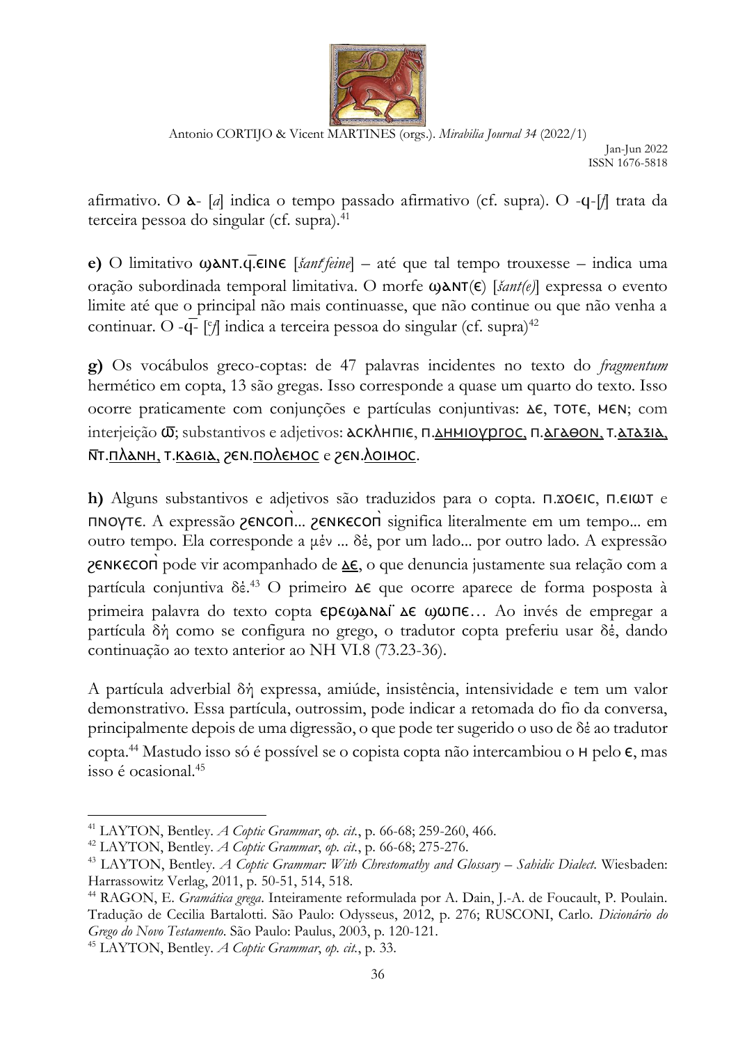afirmativo. O ⲁ- [*a*] indica o tempo passado afirmativo (cf. supra). O -ϥ-[*f*] trata da terceira pessoa do singular (cf. supra).[41]

**e)** O limitativo ϣⲁⲛⲧ.ϥ̄.ⲉⲓⲛⲉ [*šantᵉfeine*] – até que tal tempo trouxesse – indica uma oração subordinada temporal limitativa. O morfe ϣⲁⲛⲧ(ⲉ) [*šant(e)*] expressa o evento limite até que o principal não mais continuasse, que não continue ou que não venha a continuar. O -ϥ̄- [ᵉ*f*] indica a terceira pessoa do singular (cf. supra)[42]

**g)** Os vocábulos greco-coptas: de 47 palavras incidentes no texto do *fragmentum* hermético em copta, 13 são gregas. Isso corresponde a quase um quarto do texto. Isso ocorre praticamente com conjunções e partículas conjuntivas: ⲇⲉ, ⲧⲟⲧⲉ, ⲙⲉⲛ; com interjeição ⲱ̄; substantivos e adjetivos: ⲁⲥⲕⲗⲏⲡⲓⲉ, ⲡ.ⲇⲏⲙⲓⲟⲩⲣⲅⲟⲥ, ⲡ.ⲁⲅⲁⲑⲟⲛ, ⲧ.ⲁⲧⲁⲍⲓⲁ, ⲛ̄ⲧ.ⲡⲗⲁⲛⲏ, ⲧ.ⲕⲁⲕⲓⲁ, ϩⲉⲛ.ⲡⲟⲗⲉⲙⲟⲥ e ϩⲉⲛ.ⲗⲟⲓⲙⲟⲥ.

**h)** Alguns substantivos e adjetivos são traduzidos para o copta. ⲡ.ϫⲟⲉⲓⲥ, ⲡ.ⲉⲓⲱⲧ e ⲡⲛⲟⲩⲧⲉ. A expressão ϩⲉⲛⲥⲟⲡ̀... ϩⲉⲛⲕⲉⲥⲟⲡ̀ significa literalmente em um tempo... em outro tempo. Ela corresponde a μὲν ... δὲ, por um lado... por outro lado. A expressão ϩⲉⲛⲕⲉⲥⲟⲡ̀ pode vir acompanhado de ⲇⲉ, o que denuncia justamente sua relação com a partícula conjuntiva δὲ.[43] O primeiro ⲇⲉ que ocorre aparece de forma posposta à primeira palavra do texto copta ⲉⲣⲉϣⲁⲛⲁⲓ̈ ⲇⲉ ϣⲱⲡⲉ… Ao invés de empregar a partícula δὴ como se configura no grego, o tradutor copta preferiu usar δὲ, dando continuação ao texto anterior ao NH VI.8 (73.23-36).

A partícula adverbial δὴ expressa, amiúde, insistência, intensividade e tem um valor demonstrativo. Essa partícula, outrossim, pode indicar a retomada do fio da conversa, principalmente depois de uma digressão, o que pode ter sugerido o uso de δὲ ao tradutor copta.[44] Mastudo isso só é possível se o copista copta não intercambiou o ⲏ pelo ⲉ, mas isso é ocasional.[45]

---

[41] LAYTON, Bentley. *A Coptic Grammar*, *op. cit.*, p. 66-68; 259-260, 466.

[42] LAYTON, Bentley. *A Coptic Grammar*, *op. cit.*, p. 66-68; 275-276.

[43] LAYTON, Bentley. *A Coptic Grammar: With Chrestomathy and Glossary – Sahidic Dialect*. Wiesbaden: Harrassowitz Verlag, 2011, p. 50-51, 514, 518.

[44] RAGON, E. *Gramática grega*. Inteiramente reformulada por A. Dain, J.-A. de Foucault, P. Poulain. Tradução de Cecilia Bartalotti. São Paulo: Odysseus, 2012, p. 276; RUSCONI, Carlo. *Dicionário do Grego do Novo Testamento*. São Paulo: Paulus, 2003, p. 120-121.

[45] LAYTON, Bentley. *A Coptic Grammar*, *op. cit.*, p. 33.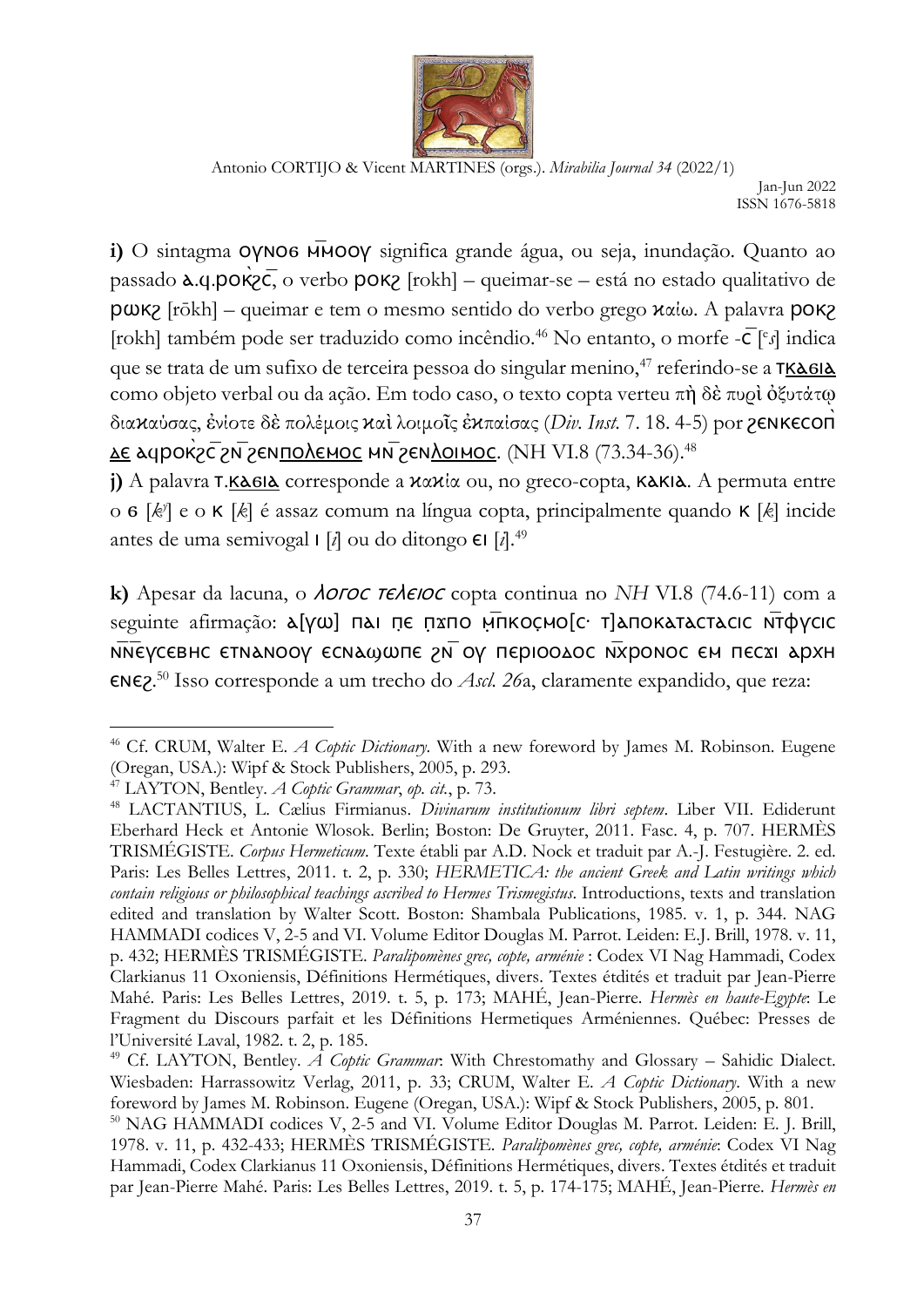**i)** O sintagma ⲟⲩⲛⲟϭ ⲙ̄ⲙⲟⲟⲩ significa grande água, ou seja, inundação. Quanto ao passado ⲁ.ϥ.ⲣⲟⲕ̀ϩⲥ̄, o verbo ⲣⲟⲕϩ [rokh] – queimar-se – está no estado qualitativo de ⲣⲱⲕϩ [rōkh] – queimar e tem o mesmo sentido do verbo grego καίω. A palavra ⲣⲟⲕϩ [rokh] também pode ser traduzido como incêndio.[46] No entanto, o morfe -ⲥ̄ [ᵉs] indica que se trata de um sufixo de terceira pessoa do singular menino,[47] referindo-se a ⲧ<u>ⲕⲁϭⲓⲁ</u> como objeto verbal ou da ação. Em todo caso, o texto copta verteu πὴ δὲ πυρὶ ὀξυτάτῳ διακαύσας, ἐνίοτε δὲ πολέμοις καὶ λοιμοῖς ἐκπαίσας (*Div. Inst.* 7. 18. 4-5) por ϩⲉⲛⲕⲉⲥⲟⲡ̀ <u>ⲇⲉ</u> ⲁϥⲣⲟⲕ̀ϩⲥ̄ ϩⲛ̄ ϩⲉⲛ<u>ⲡⲟⲗⲉⲙⲟⲥ</u> ⲙⲛ̄ ϩⲉⲛ<u>ⲗⲟⲓⲙⲟⲥ</u>. (NH VI.8 (73.34-36).[48]

**j)** A palavra ⲧ.<u>ⲕⲁϭⲓⲁ</u> corresponde a κακία ou, no greco-copta, ⲕⲁⲕⲓⲁ. A permuta entre o ϭ [kʸ] e o ⲕ [k] é assaz comum na língua copta, principalmente quando ⲕ [k] incide antes de uma semivogal ⲓ [i] ou do ditongo ⲉⲓ [i].[49]

**k)** Apesar da lacuna, o *ⲗⲟⲅⲟⲥ ⲧⲉⲗⲉⲓⲟⲥ* copta continua no *NH* VI.8 (74.6-11) com a seguinte afirmação: ⲁ[ⲩⲱ] ⲡⲁⲓ ⲡ̣ⲉ ⲡ̣ϫ̄ⲡⲟ ⲙ̣̄ⲡⲕⲟⲥⲙⲟ[ⲥ· ⲧ]ⲁⲡⲟⲕⲁⲧⲁⲥⲧⲁⲥⲓⲥ ⲛ̄ⲧϥⲩⲥⲓⲥ ⲛ̄ⲛⲉⲩⲥⲉⲃⲏⲥ ⲉⲧⲛⲁⲛⲟⲟⲩ ⲉⲥⲛⲁϣⲱⲡⲉ ϩⲛ̄ ⲟⲩ ⲡⲉⲣⲓⲟⲟⲇⲟⲥ ⲛ̄ⲭⲣⲟⲛⲟⲥ ⲉⲙ ⲡⲉⲥϫⲓ ⲁⲣⲭⲏ ⲉⲛⲉϩ.[50] Isso corresponde a um trecho do *Ascl. 26*a, claramente expandido, que reza:

---

[46] Cf. CRUM, Walter E. *A Coptic Dictionary*. With a new foreword by James M. Robinson. Eugene (Oregan, USA.): Wipf & Stock Publishers, 2005, p. 293.

[47] LAYTON, Bentley. *A Coptic Grammar*, *op. cit.*, p. 73.

[48] LACTANTIUS, L. Cælius Firmianus. *Divinarum institutionum libri septem*. Liber VII. Ediderunt Eberhard Heck et Antonie Wlosok. Berlin; Boston: De Gruyter, 2011. Fasc. 4, p. 707. HERMÈS TRISMÉGISTE. *Corpus Hermeticum*. Texte établi par A.D. Nock et traduit par A.-J. Festugière. 2. ed. Paris: Les Belles Lettres, 2011. t. 2, p. 330; *HERMETICA: the ancient Greek and Latin writings which contain religious or philosophical teachings ascribed to Hermes Trismegistus*. Introductions, texts and translation edited and translation by Walter Scott. Boston: Shambala Publications, 1985. v. 1, p. 344. NAG HAMMADI codices V, 2-5 and VI. Volume Editor Douglas M. Parrot. Leiden: E.J. Brill, 1978. v. 11, p. 432; HERMÈS TRISMÉGISTE. *Paralipomènes grec, copte, arménie* : Codex VI Nag Hammadi, Codex Clarkianus 11 Oxoniensis, Définitions Hermétiques, divers. Textes étdités et traduit par Jean-Pierre Mahé. Paris: Les Belles Lettres, 2019. t. 5, p. 173; MAHÉ, Jean-Pierre. *Hermès en haute-Egypte*: Le Fragment du Discours parfait et les Définitions Hermetiques Arméniennes. Québec: Presses de l'Université Laval, 1982. t. 2, p. 185.

[49] Cf. LAYTON, Bentley. *A Coptic Grammar*: With Chrestomathy and Glossary – Sahidic Dialect. Wiesbaden: Harrassowitz Verlag, 2011, p. 33; CRUM, Walter E. *A Coptic Dictionary*. With a new foreword by James M. Robinson. Eugene (Oregan, USA.): Wipf & Stock Publishers, 2005, p. 801.

[50] NAG HAMMADI codices V, 2-5 and VI. Volume Editor Douglas M. Parrot. Leiden: E. J. Brill, 1978. v. 11, p. 432-433; HERMÈS TRISMÉGISTE. *Paralipomènes grec, copte, arménie*: Codex VI Nag Hammadi, Codex Clarkianus 11 Oxoniensis, Définitions Hermétiques, divers. Textes étdités et traduit par Jean-Pierre Mahé. Paris: Les Belles Lettres, 2019. t. 5, p. 174-175; MAHÉ, Jean-Pierre. *Hermès en*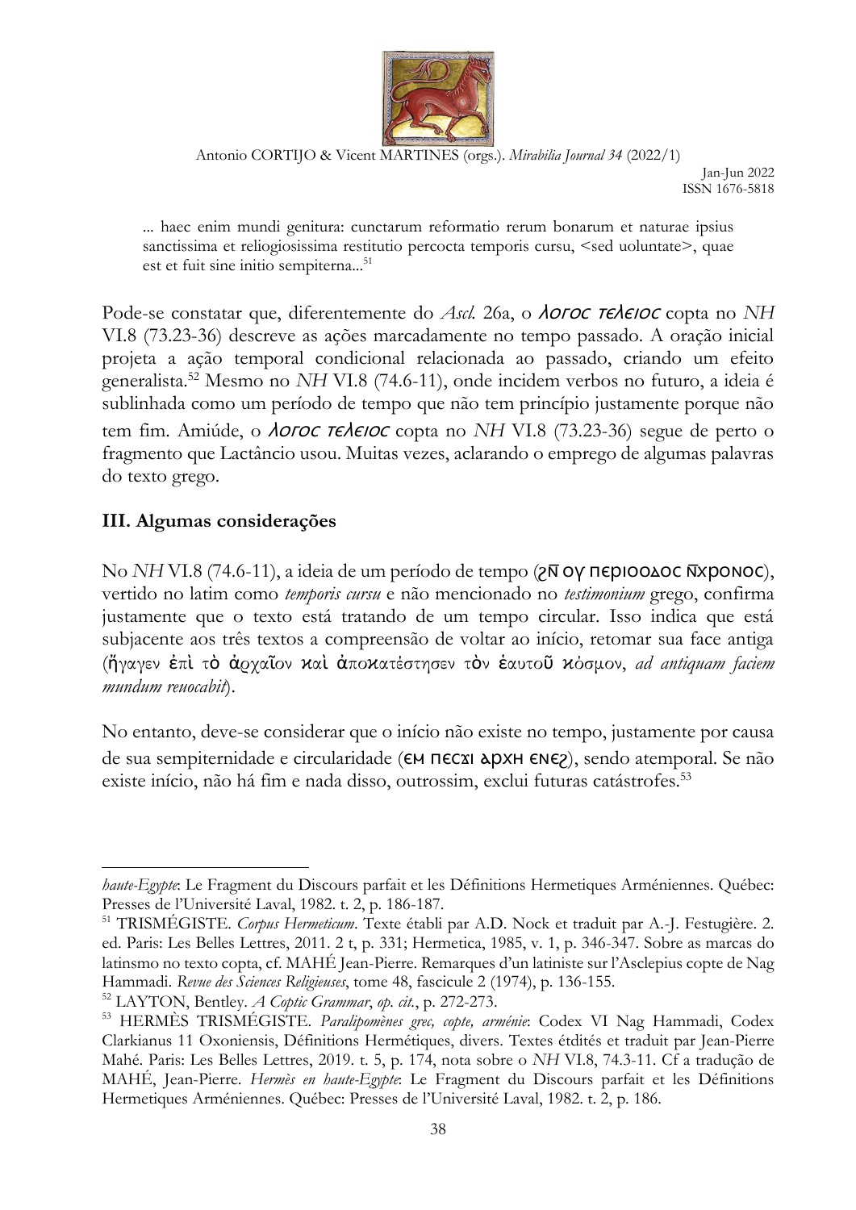... haec enim mundi genitura: cunctarum reformatio rerum bonarum et naturae ipsius sanctissima et reliogiosissima restitutio percocta temporis cursu, <sed uoluntate>, quae est et fuit sine initio sempiterna...[51]

Pode-se constatar que, diferentemente do *Ascl.* 26a, o *ⲗⲟⲅⲟⲥ ⲧⲉⲗⲉⲓⲟⲥ* copta no *NH* VI.8 (73.23-36) descreve as ações marcadamente no tempo passado. A oração inicial projeta a ação temporal condicional relacionada ao passado, criando um efeito generalista.[52] Mesmo no *NH* VI.8 (74.6-11), onde incidem verbos no futuro, a ideia é sublinhada como um período de tempo que não tem princípio justamente porque não tem fim. Amiúde, o *ⲗⲟⲅⲟⲥ ⲧⲉⲗⲉⲓⲟⲥ* copta no *NH* VI.8 (73.23-36) segue de perto o fragmento que Lactâncio usou. Muitas vezes, aclarando o emprego de algumas palavras do texto grego.

## III. Algumas considerações

No *NH* VI.8 (74.6-11), a ideia de um período de tempo (ϩⲛ̄ ⲟⲩ ⲡⲉⲣⲓⲟⲟⲇⲟⲥ ⲛ̄ⲭⲣⲟⲛⲟⲥ), vertido no latim como *temporis cursu* e não mencionado no *testimonium* grego, confirma justamente que o texto está tratando de um tempo circular. Isso indica que está subjacente aos três textos a compreensão de voltar ao início, retomar sua face antiga (ἤγαγεν ἐπὶ τὸ ἀρχαῖον καὶ ἀποκατέστησεν τὸν ἑαυτοῦ κόσμον, *ad antiquam faciem mundum reuocabit*).

No entanto, deve-se considerar que o início não existe no tempo, justamente por causa de sua sempiternidade e circularidade (ⲉⲙ ⲡⲉⲥϫⲓ ⲁⲣⲭⲏ ⲉⲛⲉϩ), sendo atemporal. Se não existe início, não há fim e nada disso, outrossim, exclui futuras catástrofes.[53]

---

*haute-Egypte*: Le Fragment du Discours parfait et les Définitions Hermetiques Arméniennes. Québec: Presses de l'Université Laval, 1982. t. 2, p. 186-187.

[51] TRISMÉGISTE. *Corpus Hermeticum*. Texte établi par A.D. Nock et traduit par A.-J. Festugière. 2. ed. Paris: Les Belles Lettres, 2011. 2 t, p. 331; Hermetica, 1985, v. 1, p. 346-347. Sobre as marcas do latinsmo no texto copta, cf. MAHÉ Jean-Pierre. Remarques d'un latiniste sur l'Asclepius copte de Nag Hammadi. *Revue des Sciences Religieuses*, tome 48, fascicule 2 (1974), p. 136-155.

[52] LAYTON, Bentley. *A Coptic Grammar*, *op. cit.*, p. 272-273.

[53] HERMÈS TRISMÉGISTE. *Paralipomènes grec, copte, arménie*: Codex VI Nag Hammadi, Codex Clarkianus 11 Oxoniensis, Définitions Hermétiques, divers. Textes étdités et traduit par Jean-Pierre Mahé. Paris: Les Belles Lettres, 2019. t. 5, p. 174, nota sobre o *NH* VI.8, 74.3-11. Cf a tradução de MAHÉ, Jean-Pierre. *Hermès en haute-Egypte*: Le Fragment du Discours parfait et les Définitions Hermetiques Arméniennes. Québec: Presses de l'Université Laval, 1982. t. 2, p. 186.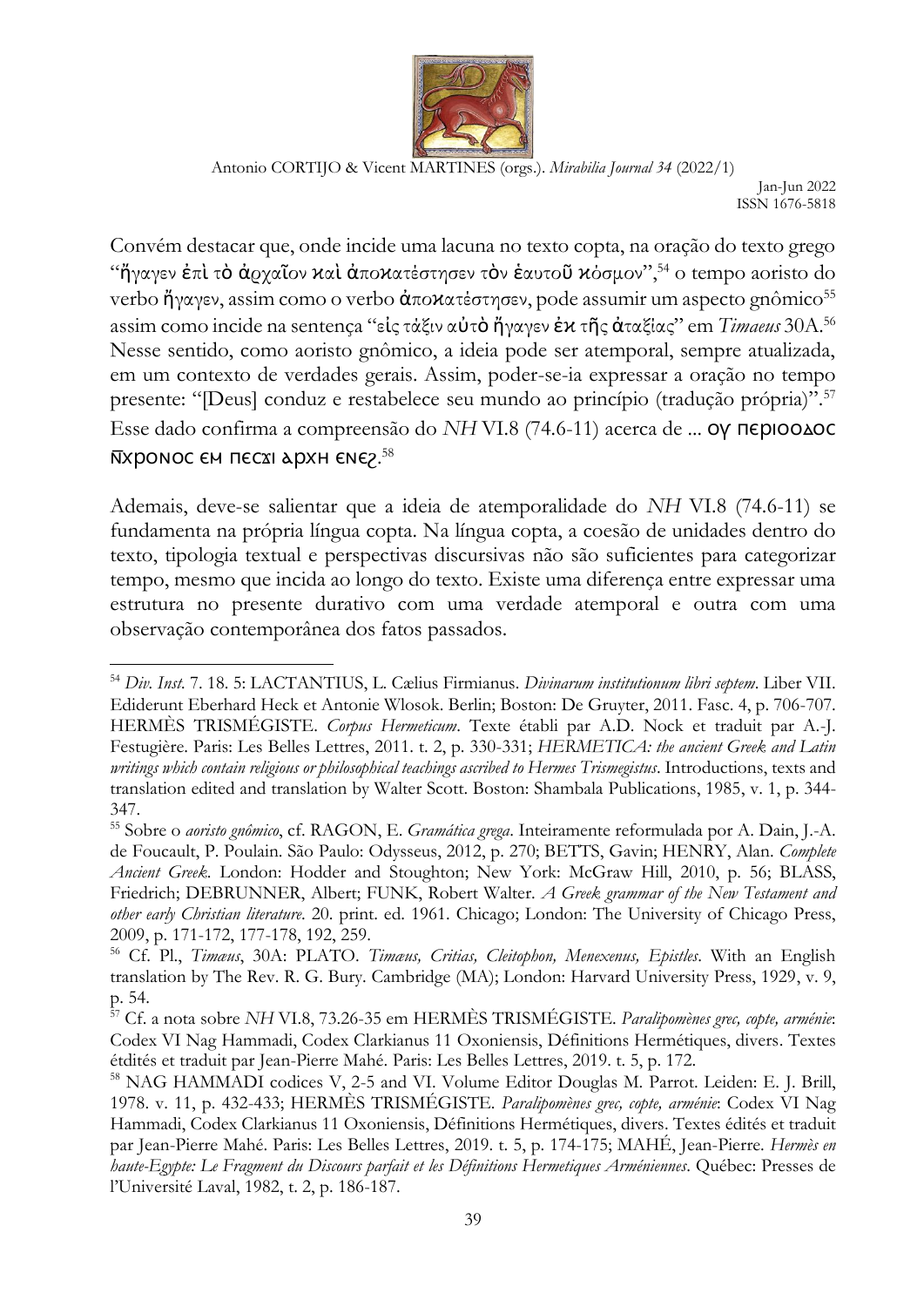Convém destacar que, onde incide uma lacuna no texto copta, na oração do texto grego "ἤγαγεν ἐπὶ τὸ ἀρχαῖον καὶ ἀποκατέστησεν τὸν ἑαυτοῦ κόσμον",[54] o tempo aoristo do verbo ἤγαγεν, assim como o verbo ἀποκατέστησεν, pode assumir um aspecto gnômico[55] assim como incide na sentença "εἰς τάξιν αὐτὸ ἤγαγεν ἐκ τῆς ἀταξίας" em *Timaeus* 30A.[56] Nesse sentido, como aoristo gnômico, a ideia pode ser atemporal, sempre atualizada, em um contexto de verdades gerais. Assim, poder-se-ia expressar a oração no tempo presente: "[Deus] conduz e restabelece seu mundo ao princípio (tradução própria)".[57] Esse dado confirma a compreensão do *NH* VI.8 (74.6-11) acerca de ... ⲟⲩ ⲡⲉⲣⲓⲟⲟⲇⲟⲥ ⲛ̄ⲭⲣⲟⲛⲟⲥ ⲉⲙ ⲡⲉⲥϫⲓ ⲁⲣⲭⲏ ⲉⲛⲉϩ.[58]

Ademais, deve-se salientar que a ideia de atemporalidade do *NH* VI.8 (74.6-11) se fundamenta na própria língua copta. Na língua copta, a coesão de unidades dentro do texto, tipologia textual e perspectivas discursivas não são suficientes para categorizar tempo, mesmo que incida ao longo do texto. Existe uma diferença entre expressar uma estrutura no presente durativo com uma verdade atemporal e outra com uma observação contemporânea dos fatos passados.

---

[54] *Div. Inst.* 7. 18. 5: LACTANTIUS, L. Cælius Firmianus. *Divinarum institutionum libri septem*. Liber VII. Ediderunt Eberhard Heck et Antonie Wlosok. Berlin; Boston: De Gruyter, 2011. Fasc. 4, p. 706-707. HERMÈS TRISMÉGISTE. *Corpus Hermeticum*. Texte établi par A.D. Nock et traduit par A.-J. Festugière. Paris: Les Belles Lettres, 2011. t. 2, p. 330-331; *HERMETICA: the ancient Greek and Latin writings which contain religious or philosophical teachings ascribed to Hermes Trismegistus*. Introductions, texts and translation edited and translation by Walter Scott. Boston: Shambala Publications, 1985, v. 1, p. 344-347.

[55] Sobre o *aoristo gnômico*, cf. RAGON, E. *Gramática grega*. Inteiramente reformulada por A. Dain, J.-A. de Foucault, P. Poulain. São Paulo: Odysseus, 2012, p. 270; BETTS, Gavin; HENRY, Alan. *Complete Ancient Greek*. London: Hodder and Stoughton; New York: McGraw Hill, 2010, p. 56; BLASS, Friedrich; DEBRUNNER, Albert; FUNK, Robert Walter. *A Greek grammar of the New Testament and other early Christian literature*. 20. print. ed. 1961. Chicago; London: The University of Chicago Press, 2009, p. 171-172, 177-178, 192, 259.

[56] Cf. Pl., *Timæus*, 30A: PLATO. *Timæus, Critias, Cleitophon, Menexenus, Epistles*. With an English translation by The Rev. R. G. Bury. Cambridge (MA); London: Harvard University Press, 1929, v. 9, p. 54.

[57] Cf. a nota sobre *NH* VI.8, 73.26-35 em HERMÈS TRISMÉGISTE. *Paralipomènes grec, copte, arménie*: Codex VI Nag Hammadi, Codex Clarkianus 11 Oxoniensis, Définitions Hermétiques, divers. Textes étdités et traduit par Jean-Pierre Mahé. Paris: Les Belles Lettres, 2019. t. 5, p. 172.

[58] NAG HAMMADI codices V, 2-5 and VI. Volume Editor Douglas M. Parrot. Leiden: E. J. Brill, 1978. v. 11, p. 432-433; HERMÈS TRISMÉGISTE. *Paralipomènes grec, copte, arménie*: Codex VI Nag Hammadi, Codex Clarkianus 11 Oxoniensis, Définitions Hermétiques, divers. Textes édités et traduit par Jean-Pierre Mahé. Paris: Les Belles Lettres, 2019. t. 5, p. 174-175; MAHÉ, Jean-Pierre. *Hermès en haute-Egypte: Le Fragment du Discours parfait et les Définitions Hermetiques Arméniennes*. Québec: Presses de l'Université Laval, 1982, t. 2, p. 186-187.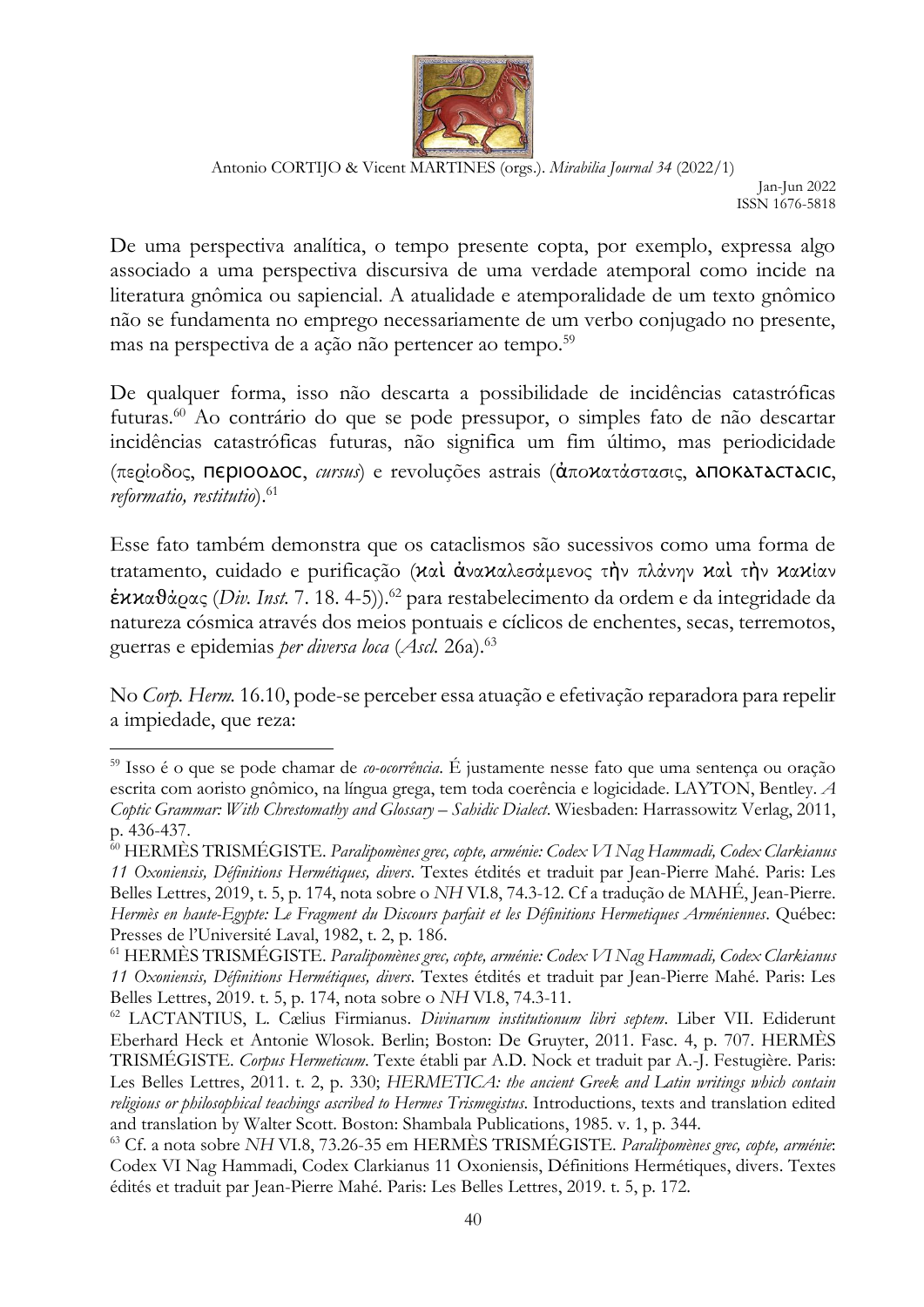De uma perspectiva analítica, o tempo presente copta, por exemplo, expressa algo associado a uma perspectiva discursiva de uma verdade atemporal como incide na literatura gnômica ou sapiencial. A atualidade e atemporalidade de um texto gnômico não se fundamenta no emprego necessariamente de um verbo conjugado no presente, mas na perspectiva de a ação não pertencer ao tempo.[59]

De qualquer forma, isso não descarta a possibilidade de incidências catastróficas futuras.[60] Ao contrário do que se pode pressupor, o simples fato de não descartar incidências catastróficas futuras, não significa um fim último, mas periodicidade (περίοδος, ⲡⲉⲣⲓⲟⲟⲇⲟⲥ, *cursus*) e revoluções astrais (ἀποκατάστασις, ⲁⲡⲟⲕⲁⲧⲁⲥⲧⲁⲥⲓⲥ, *reformatio, restitutio*).[61]

Esse fato também demonstra que os cataclismos são sucessivos como uma forma de tratamento, cuidado e purificação (καὶ ἀνακαλεσάμενος τὴν πλάνην καὶ τὴν κακίαν ἐκκαθάρας (*Div. Inst.* 7. 18. 4-5)).[62] para restabelecimento da ordem e da integridade da natureza cósmica através dos meios pontuais e cíclicos de enchentes, secas, terremotos, guerras e epidemias *per diversa loca* (*Ascl.* 26a).[63]

No *Corp. Herm.* 16.10, pode-se perceber essa atuação e efetivação reparadora para repelir a impiedade, que reza:

---

[59] Isso é o que se pode chamar de *co-ocorrência*. É justamente nesse fato que uma sentença ou oração escrita com aoristo gnômico, na língua grega, tem toda coerência e logicidade. LAYTON, Bentley. *A Coptic Grammar: With Chrestomathy and Glossary – Sahidic Dialect*. Wiesbaden: Harrassowitz Verlag, 2011, p. 436-437.

[60] HERMÈS TRISMÉGISTE. *Paralipomènes grec, copte, arménie: Codex VI Nag Hammadi, Codex Clarkianus 11 Oxoniensis, Définitions Hermétiques, divers*. Textes étdités et traduit par Jean-Pierre Mahé. Paris: Les Belles Lettres, 2019, t. 5, p. 174, nota sobre o *NH* VI.8, 74.3-12. Cf a tradução de MAHÉ, Jean-Pierre. *Hermès en haute-Egypte: Le Fragment du Discours parfait et les Définitions Hermetiques Arméniennes*. Québec: Presses de l'Université Laval, 1982, t. 2, p. 186.

[61] HERMÈS TRISMÉGISTE. *Paralipomènes grec, copte, arménie: Codex VI Nag Hammadi, Codex Clarkianus 11 Oxoniensis, Définitions Hermétiques, divers*. Textes étdités et traduit par Jean-Pierre Mahé. Paris: Les Belles Lettres, 2019. t. 5, p. 174, nota sobre o *NH* VI.8, 74.3-11.

[62] LACTANTIUS, L. Cælius Firmianus. *Divinarum institutionum libri septem*. Liber VII. Ediderunt Eberhard Heck et Antonie Wlosok. Berlin; Boston: De Gruyter, 2011. Fasc. 4, p. 707. HERMÈS TRISMÉGISTE. *Corpus Hermeticum*. Texte établi par A.D. Nock et traduit par A.-J. Festugière. Paris: Les Belles Lettres, 2011. t. 2, p. 330; *HERMETICA: the ancient Greek and Latin writings which contain religious or philosophical teachings ascribed to Hermes Trismegistus*. Introductions, texts and translation edited and translation by Walter Scott. Boston: Shambala Publications, 1985. v. 1, p. 344.

[63] Cf. a nota sobre *NH* VI.8, 73.26-35 em HERMÈS TRISMÉGISTE. *Paralipomènes grec, copte, arménie*: Codex VI Nag Hammadi, Codex Clarkianus 11 Oxoniensis, Définitions Hermétiques, divers. Textes étdités et traduit par Jean-Pierre Mahé. Paris: Les Belles Lettres, 2019. t. 5, p. 172.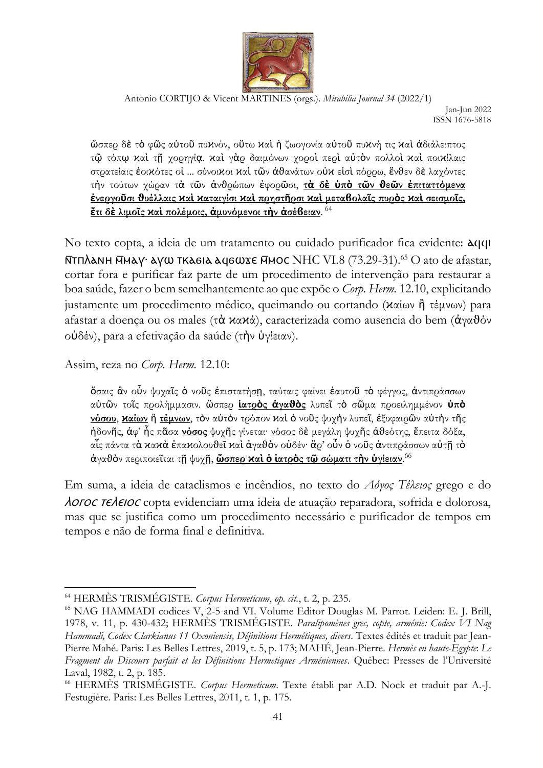ὥσπερ δὲ τὸ φῶς αὐτοῦ πυκνόν, οὕτω καὶ ἡ ζωογονία αὐτοῦ πυκνή τις καὶ ἀδιάλειπτος τῷ τόπῳ καὶ τῇ χορηγίᾳ. καὶ γὰρ δαιμόνων χοροὶ περὶ αὐτὸν πολλοὶ καὶ ποικίλαις στρατείαις ἐοικότες οἱ ... σύνοικοι καὶ τῶν ἀθανάτων οὐκ εἰσὶ πόρρω, ἔνθεν δὲ λαχόντες τὴν τούτων χώραν τὰ τῶν ἀνθρώπων ἐφορῶσι, **τὰ δὲ ὑπὸ τῶν θεῶν ἐπιταττόμενα ἐνεργοῦσι θυέλλαις καὶ καταιγίσι καὶ πρηστῆρσι καὶ μεταβολαῖς πυρὸς καὶ σεισμοῖς, ἔτι δὲ λιμοῖς καὶ πολέμοις, ἀμυνόμενοι τὴν ἀσέβειαν**. [64]

No texto copta, a ideia de um tratamento ou cuidado purificador fica evidente: ⲁϥϥⲓ ⲛ̄ⲧⲡⲗⲁⲛⲏ ⲙ̄ⲙⲁⲩ· ⲁⲩⲱ ⲧⲕⲁϭⲓⲁ ⲁϥϭⲱϫⲉ ⲙ̄ⲙⲟⲥ NHC VI.8 (73.29-31).[65] O ato de afastar, cortar fora e purificar faz parte de um procedimento de intervenção para restaurar a boa saúde, fazer o bem semelhantemente ao que expõe o *Corp. Herm.* 12.10, explicitando justamente um procedimento médico, queimando ou cortando (καίων ἢ τέμνων) para afastar a doença ou os males (τὰ κακά), caracterizada como ausencia do bem (ἀγαθὸν οὐδέν), para a efetivação da saúde (τὴν ὑγίειαν).

Assim, reza no *Corp. Herm.* 12.10:

ὅσαις ἂν οὖν ψυχαῖς ὁ νοῦς ἐπιστατήσῃ, ταύταις φαίνει ἑαυτοῦ τὸ φέγγος, ἀντιπράσσων αὐτῶν τοῖς προλήμμασιν. ὥσπερ **ἰατρὸς ἀγαθὸς** λυπεῖ τὸ σῶμα προειλημμένον **ὑπὸ νόσου**, **καίων** ἢ **τέμνων**, τὸν αὐτὸν τρόπον καὶ ὁ νοῦς ψυχὴν λυπεῖ, ἐξυφαιρῶν αὐτὴν τῆς ἡδονῆς, ἀφ' ἧς πᾶσα **νόσος** ψυχῆς γίνεται· νόσος δὲ μεγάλη ψυχῆς ἀθεότης, ἔπειτα δόξα, αἷς πάντα τὰ κακὰ ἐπακολουθεῖ καὶ ἀγαθὸν οὐδέν· ἄρ' οὖν ὁ νοῦς ἀντιπράσσων αὐτῇ τὸ ἀγαθὸν περιποιεῖται τῇ ψυχῇ, **ὥσπερ καὶ ὁ ἰατρὸς τῷ σώματι τὴν ὑγίειαν**.[66]

Em suma, a ideia de cataclismos e incêndios, no texto do *Λόγος Τέλειος* grego e do *ⲗⲟⲅⲟⲥ ⲧⲉⲗⲉⲓⲟⲥ* copta evidenciam uma ideia de atuação reparadora, sofrida e dolorosa, mas que se justifica como um procedimento necessário e purificador de tempos em tempos e não de forma final e definitiva.

---

[64] HERMÈS TRISMÉGISTE. *Corpus Hermeticum*, *op. cit.*, t. 2, p. 235.

[65] NAG HAMMADI codices V, 2-5 and VI. Volume Editor Douglas M. Parrot. Leiden: E. J. Brill, 1978, v. 11, p. 430-432; HERMÈS TRISMÉGISTE. *Paralipomènes grec, copte, arménie: Codex VI Nag Hammadi, Codex Clarkianus 11 Oxoniensis, Définitions Hermétiques, divers*. Textes édités et traduit par Jean-Pierre Mahé. Paris: Les Belles Lettres, 2019, t. 5, p. 173; MAHÉ, Jean-Pierre. *Hermès en haute-Egypte*: *Le Fragment du Discours parfait et les Définitions Hermetiques Arméniennes*. Québec: Presses de l'Université Laval, 1982, t. 2, p. 185.

[66] HERMÈS TRISMÉGISTE. *Corpus Hermeticum*. Texte établi par A.D. Nock et traduit par A.-J. Festugière. Paris: Les Belles Lettres, 2011, t. 1, p. 175.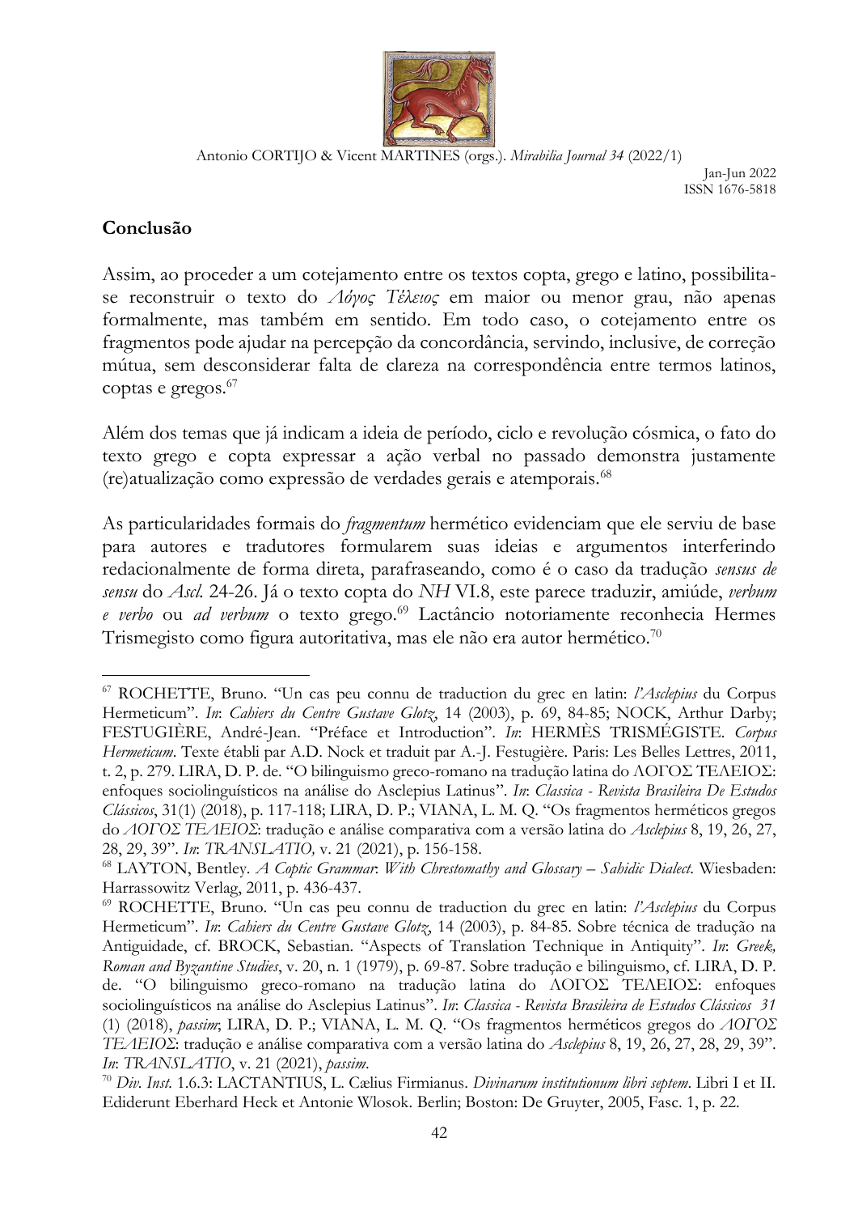## Conclusão

Assim, ao proceder a um cotejamento entre os textos copta, grego e latino, possibilita-se reconstruir o texto do *Λόγος Τέλειος* em maior ou menor grau, não apenas formalmente, mas também em sentido. Em todo caso, o cotejamento entre os fragmentos pode ajudar na percepção da concordância, servindo, inclusive, de correção mútua, sem desconsiderar falta de clareza na correspondência entre termos latinos, coptas e gregos.[67]

Além dos temas que já indicam a ideia de período, ciclo e revolução cósmica, o fato do texto grego e copta expressar a ação verbal no passado demonstra justamente (re)atualização como expressão de verdades gerais e atemporais.[68]

As particularidades formais do *fragmentum* hermético evidenciam que ele serviu de base para autores e tradutores formularem suas ideias e argumentos interferindo redacionalmente de forma direta, parafraseando, como é o caso da tradução *sensus de sensu* do *Ascl.* 24-26. Já o texto copta do *NH* VI.8, este parece traduzir, amiúde, *verbum e verbo* ou *ad verbum* o texto grego.[69] Lactâncio notoriamente reconhecia Hermes Trismegisto como figura autoritativa, mas ele não era autor hermético.[70]

---

[67] ROCHETTE, Bruno. "Un cas peu connu de traduction du grec en latin: *l'Asclepius* du Corpus Hermeticum". *In*: *Cahiers du Centre Gustave Glotz*, 14 (2003), p. 69, 84-85; NOCK, Arthur Darby; FESTUGIÈRE, André-Jean. "Préface et Introduction". *In*: HERMÈS TRISMÉGISTE. *Corpus Hermeticum*. Texte établi par A.D. Nock et traduit par A.-J. Festugière. Paris: Les Belles Lettres, 2011, t. 2, p. 279. LIRA, D. P. de. "O bilinguismo greco-romano na tradução latina do ΛΟΓΟΣ ΤΕΛΕΙΟΣ: enfoques sociolinguísticos na análise do Asclepius Latinus". *In*: *Classica - Revista Brasileira De Estudos Clássicos*, 31(1) (2018), p. 117-118; LIRA, D. P.; VIANA, L. M. Q. "Os fragmentos herméticos gregos do *ΛΟΓΟΣ ΤΕΛΕΙΟΣ*: tradução e análise comparativa com a versão latina do *Asclepius* 8, 19, 26, 27, 28, 29, 39". *In*: *TRANSLATIO,* v. 21 (2021), p. 156-158.

[68] LAYTON, Bentley. *A Coptic Grammar*: *With Chrestomathy and Glossary – Sahidic Dialect*. Wiesbaden: Harrassowitz Verlag, 2011, p. 436-437.

[69] ROCHETTE, Bruno. "Un cas peu connu de traduction du grec en latin: *l'Asclepius* du Corpus Hermeticum". *In*: *Cahiers du Centre Gustave Glotz*, 14 (2003), p. 84-85. Sobre técnica de tradução na Antiguidade, cf. BROCK, Sebastian. "Aspects of Translation Technique in Antiquity". *In*: *Greek, Roman and Byzantine Studies*, v. 20, n. 1 (1979), p. 69-87. Sobre tradução e bilinguismo, cf. LIRA, D. P. de. "O bilinguismo greco-romano na tradução latina do ΛΟΓΟΣ ΤΕΛΕΙΟΣ: enfoques sociolinguísticos na análise do Asclepius Latinus". *In*: *Classica - Revista Brasileira de Estudos Clássicos 31* (1) (2018), *passim*; LIRA, D. P.; VIANA, L. M. Q. "Os fragmentos herméticos gregos do *ΛΟΓΟΣ ΤΕΛΕΙΟΣ*: tradução e análise comparativa com a versão latina do *Asclepius* 8, 19, 26, 27, 28, 29, 39". *In*: *TRANSLATIO*, v. 21 (2021), *passim*.

[70] *Div. Inst.* 1.6.3: LACTANTIUS, L. Cælius Firmianus. *Divinarum institutionum libri septem*. Libri I et II. Ediderunt Eberhard Heck et Antonie Wlosok. Berlin; Boston: De Gruyter, 2005, Fasc. 1, p. 22.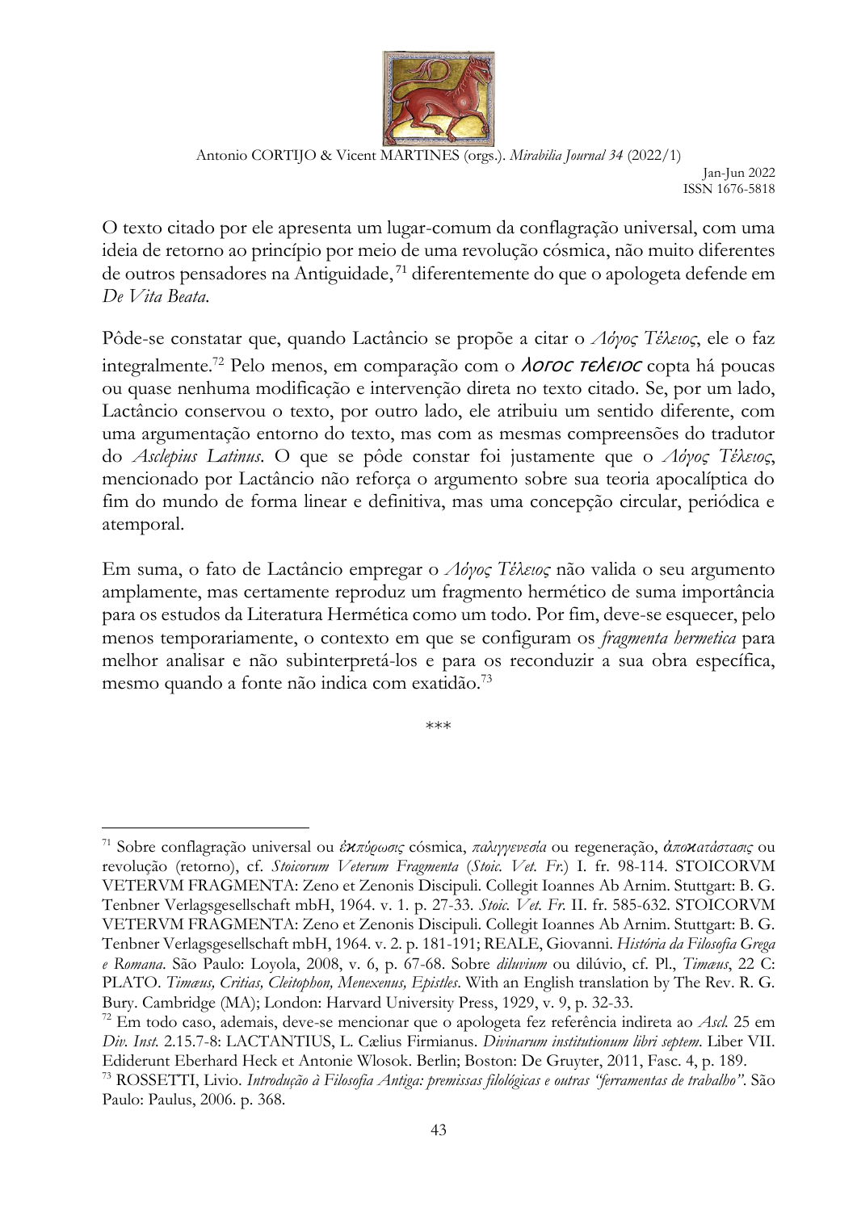O texto citado por ele apresenta um lugar-comum da conflagração universal, com uma ideia de retorno ao princípio por meio de uma revolução cósmica, não muito diferentes de outros pensadores na Antiguidade,[71] diferentemente do que o apologeta defende em *De Vita Beata*.

Pôde-se constatar que, quando Lactâncio se propõe a citar o *Λόγος Τέλειος*, ele o faz integralmente.[72] Pelo menos, em comparação com o *ⲗⲟⲅⲟⲥ ⲧⲉⲗⲉⲓⲟⲥ* copta há poucas ou quase nenhuma modificação e intervenção direta no texto citado. Se, por um lado, Lactâncio conservou o texto, por outro lado, ele atribuiu um sentido diferente, com uma argumentação entorno do texto, mas com as mesmas compreensões do tradutor do *Asclepius Latinus*. O que se pôde constar foi justamente que o *Λόγος Τέλειος*, mencionado por Lactâncio não reforça o argumento sobre sua teoria apocalíptica do fim do mundo de forma linear e definitiva, mas uma concepção circular, periódica e atemporal.

Em suma, o fato de Lactâncio empregar o *Λόγος Τέλειος* não valida o seu argumento amplamente, mas certamente reproduz um fragmento hermético de suma importância para os estudos da Literatura Hermética como um todo. Por fim, deve-se esquecer, pelo menos temporariamente, o contexto em que se configuram os *fragmenta hermetica* para melhor analisar e não subinterpretá-los e para os reconduzir a sua obra específica, mesmo quando a fonte não indica com exatidão.[73]

\*\*\*

---

[71] Sobre conflagração universal ou *ἐκπύρωσις* cósmica, *παλιγγενεσία* ou regeneração, *ἀποκατάστασις* ou revolução (retorno), cf. *Stoicorum Veterum Fragmenta* (*Stoic. Vet. Fr.*) I. fr. 98-114. STOICORVM VETERVM FRAGMENTA: Zeno et Zenonis Discipuli. Collegit Ioannes Ab Arnim. Stuttgart: B. G. Tenbner Verlagsgesellschaft mbH, 1964. v. 1. p. 27-33. *Stoic. Vet. Fr.* II. fr. 585-632. STOICORVM VETERVM FRAGMENTA: Zeno et Zenonis Discipuli. Collegit Ioannes Ab Arnim. Stuttgart: B. G. Tenbner Verlagsgesellschaft mbH, 1964. v. 2. p. 181-191; REALE, Giovanni. *História da Filosofia Grega e Romana*. São Paulo: Loyola, 2008, v. 6, p. 67-68. Sobre *diluvium* ou dilúvio, cf. Pl., *Timæus*, 22 C: PLATO. *Timæus, Critias, Cleitophon, Menexenus, Epistles*. With an English translation by The Rev. R. G. Bury. Cambridge (MA); London: Harvard University Press, 1929, v. 9, p. 32-33.

[72] Em todo caso, ademais, deve-se mencionar que o apologeta fez referência indireta ao *Ascl.* 25 em *Div. Inst.* 2.15.7-8: LACTANTIUS, L. Cælius Firmianus. *Divinarum institutionum libri septem*. Liber VII. Ediderunt Eberhard Heck et Antonie Wlosok. Berlin; Boston: De Gruyter, 2011, Fasc. 4, p. 189.

[73] ROSSETTI, Livio. *Introdução à Filosofia Antiga: premissas filológicas e outras "ferramentas de trabalho"*. São Paulo: Paulus, 2006. p. 368.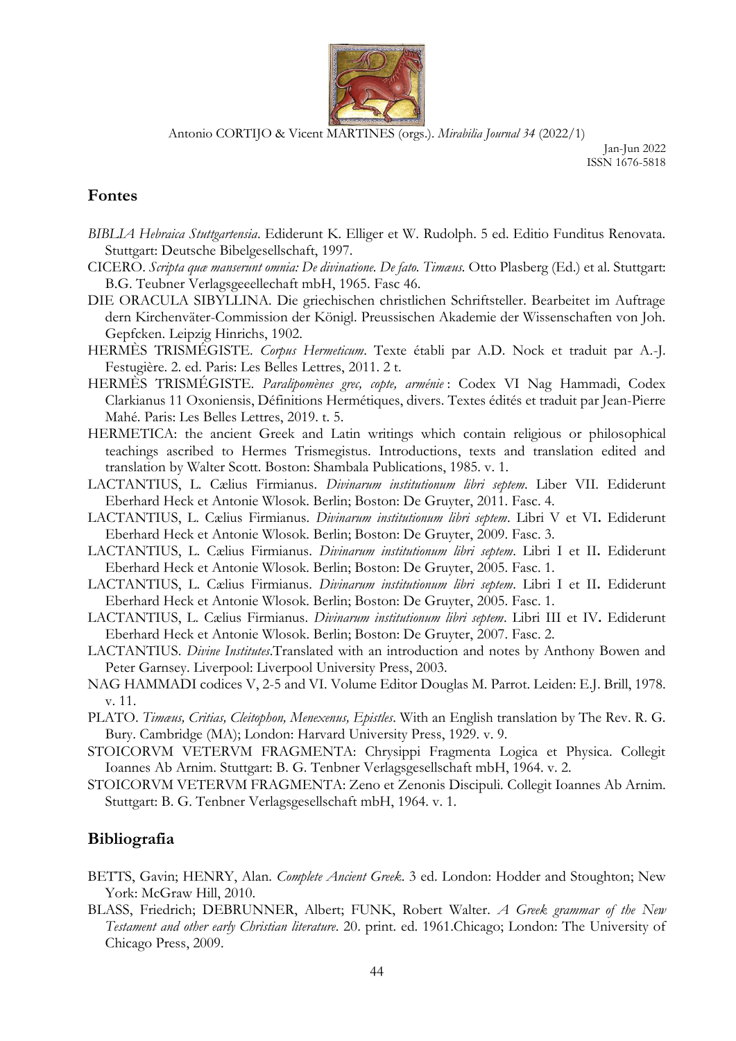## Fontes

*BIBLIA Hebraica Stuttgartensia*. Ediderunt K. Elliger et W. Rudolph. 5 ed. Editio Funditus Renovata. Stuttgart: Deutsche Bibelgesellschaft, 1997.

CICERO. *Scripta quæ manserunt omnia: De divinatione. De fato. Timæus.* Otto Plasberg (Ed.) et al. Stuttgart: B.G. Teubner Verlagsgeeellechaft mbH, 1965. Fasc 46.

DIE ORACULA SIBYLLINA. Die griechischen christlichen Schriftsteller. Bearbeitet im Auftrage dern Kirchenväter-Commission der Königl. Preussischen Akademie der Wissenschaften von Joh. Gepfcken. Leipzig Hinrichs, 1902.

HERMÈS TRISMÉGISTE. *Corpus Hermeticum*. Texte établi par A.D. Nock et traduit par A.-J. Festugière. 2. ed. Paris: Les Belles Lettres, 2011. 2 t.

HERMÈS TRISMÉGISTE. *Paralipomènes grec, copte, arménie* : Codex VI Nag Hammadi, Codex Clarkianus 11 Oxoniensis, Définitions Hermétiques, divers. Textes édités et traduit par Jean-Pierre Mahé. Paris: Les Belles Lettres, 2019. t. 5.

HERMETICA: the ancient Greek and Latin writings which contain religious or philosophical teachings ascribed to Hermes Trismegistus. Introductions, texts and translation edited and translation by Walter Scott. Boston: Shambala Publications, 1985. v. 1.

LACTANTIUS, L. Cælius Firmianus. *Divinarum institutionum libri septem*. Liber VII. Ediderunt Eberhard Heck et Antonie Wlosok. Berlin; Boston: De Gruyter, 2011. Fasc. 4.

LACTANTIUS, L. Cælius Firmianus. *Divinarum institutionum libri septem*. Libri V et VI**.** Ediderunt Eberhard Heck et Antonie Wlosok. Berlin; Boston: De Gruyter, 2009. Fasc. 3.

LACTANTIUS, L. Cælius Firmianus. *Divinarum institutionum libri septem*. Libri I et II**.** Ediderunt Eberhard Heck et Antonie Wlosok. Berlin; Boston: De Gruyter, 2005. Fasc. 1.

LACTANTIUS, L. Cælius Firmianus. *Divinarum institutionum libri septem*. Libri I et II**.** Ediderunt Eberhard Heck et Antonie Wlosok. Berlin; Boston: De Gruyter, 2005. Fasc. 1.

LACTANTIUS, L. Cælius Firmianus. *Divinarum institutionum libri septem*. Libri III et IV**.** Ediderunt Eberhard Heck et Antonie Wlosok. Berlin; Boston: De Gruyter, 2007. Fasc. 2.

LACTANTIUS. *Divine Institutes*.Translated with an introduction and notes by Anthony Bowen and Peter Garnsey. Liverpool: Liverpool University Press, 2003.

NAG HAMMADI codices V, 2-5 and VI. Volume Editor Douglas M. Parrot. Leiden: E.J. Brill, 1978. v. 11.

PLATO. *Timæus, Critias, Cleitophon, Menexenus, Epistles*. With an English translation by The Rev. R. G. Bury. Cambridge (MA); London: Harvard University Press, 1929. v. 9.

STOICORVM VETERVM FRAGMENTA: Chrysippi Fragmenta Logica et Physica. Collegit Ioannes Ab Arnim. Stuttgart: B. G. Tenbner Verlagsgesellschaft mbH, 1964. v. 2.

STOICORVM VETERVM FRAGMENTA: Zeno et Zenonis Discipuli. Collegit Ioannes Ab Arnim. Stuttgart: B. G. Tenbner Verlagsgesellschaft mbH, 1964. v. 1.

## Bibliografia

BETTS, Gavin; HENRY, Alan. *Complete Ancient Greek*. 3 ed. London: Hodder and Stoughton; New York: McGraw Hill, 2010.

BLASS, Friedrich; DEBRUNNER, Albert; FUNK, Robert Walter. *A Greek grammar of the New Testament and other early Christian literature*. 20. print. ed. 1961.Chicago; London: The University of Chicago Press, 2009.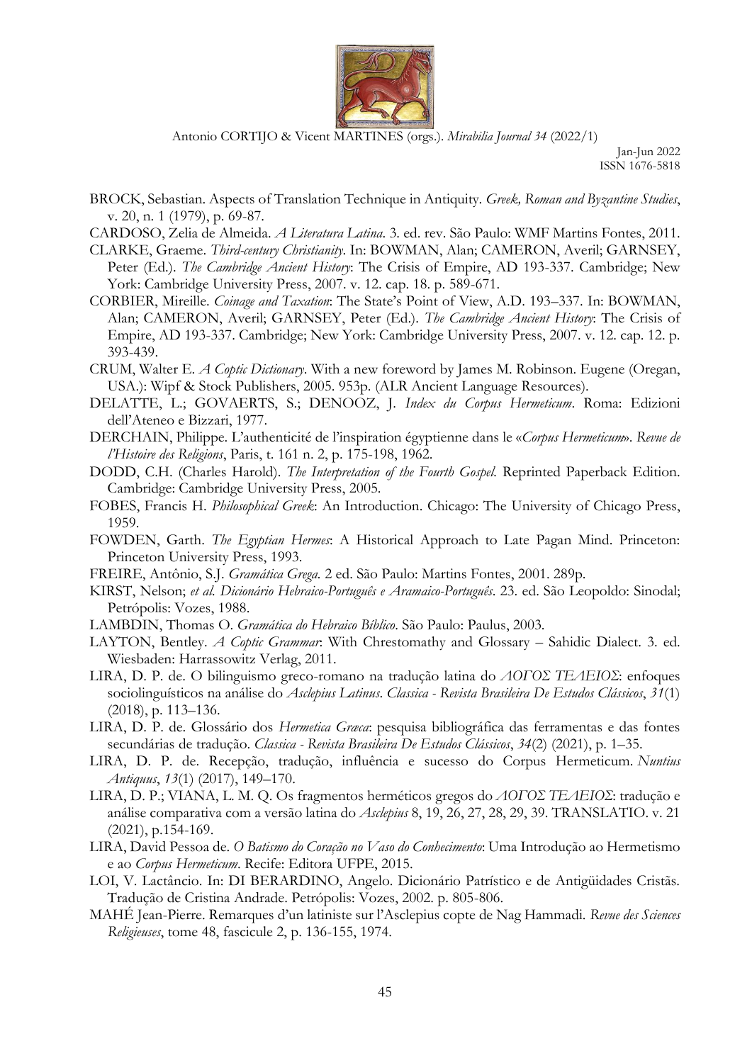BROCK, Sebastian. Aspects of Translation Technique in Antiquity. *Greek, Roman and Byzantine Studies*, v. 20, n. 1 (1979), p. 69-87.

CARDOSO, Zelia de Almeida. *A Literatura Latina*. 3. ed. rev. São Paulo: WMF Martins Fontes, 2011.

CLARKE, Graeme. *Third-century Christianity*. In: BOWMAN, Alan; CAMERON, Averil; GARNSEY, Peter (Ed.). *The Cambridge Ancient History*: The Crisis of Empire, AD 193-337. Cambridge; New York: Cambridge University Press, 2007. v. 12. cap. 18. p. 589-671.

CORBIER, Mireille. *Coinage and Taxation*: The State's Point of View, A.D. 193–337. In: BOWMAN, Alan; CAMERON, Averil; GARNSEY, Peter (Ed.). *The Cambridge Ancient History*: The Crisis of Empire, AD 193-337. Cambridge; New York: Cambridge University Press, 2007. v. 12. cap. 12. p. 393-439.

CRUM, Walter E. *A Coptic Dictionary*. With a new foreword by James M. Robinson. Eugene (Oregan, USA.): Wipf & Stock Publishers, 2005. 953p. (ALR Ancient Language Resources).

DELATTE, L.; GOVAERTS, S.; DENOOZ, J. *Index du Corpus Hermeticum*. Roma: Edizioni dell'Ateneo e Bizzari, 1977.

DERCHAIN, Philippe. L'authenticité de l'inspiration égyptienne dans le «*Corpus Hermeticum*». *Revue de l'Histoire des Religions*, Paris, t. 161 n. 2, p. 175-198, 1962.

DODD, C.H. (Charles Harold). *The Interpretation of the Fourth Gospel*. Reprinted Paperback Edition. Cambridge: Cambridge University Press, 2005.

FOBES, Francis H. *Philosophical Greek*: An Introduction. Chicago: The University of Chicago Press, 1959.

FOWDEN, Garth. *The Egyptian Hermes*: A Historical Approach to Late Pagan Mind. Princeton: Princeton University Press, 1993.

FREIRE, Antônio, S.J. *Gramática Grega*. 2 ed. São Paulo: Martins Fontes, 2001. 289p.

KIRST, Nelson; *et al*. *Dicionário Hebraico-Português e Aramaico-Português*. 23. ed. São Leopoldo: Sinodal; Petrópolis: Vozes, 1988.

LAMBDIN, Thomas O. *Gramática do Hebraico Bíblico*. São Paulo: Paulus, 2003.

LAYTON, Bentley. *A Coptic Grammar*: With Chrestomathy and Glossary – Sahidic Dialect. 3. ed. Wiesbaden: Harrassowitz Verlag, 2011.

LIRA, D. P. de. O bilinguismo greco-romano na tradução latina do *ΛΟΓΟΣ ΤΕΛΕΙΟΣ*: enfoques sociolinguísticos na análise do *Asclepius Latinus*. *Classica - Revista Brasileira De Estudos Clássicos*, *31*(1) (2018), p. 113–136.

LIRA, D. P. de. Glossário dos *Hermetica Græca*: pesquisa bibliográfica das ferramentas e das fontes secundárias de tradução. *Classica - Revista Brasileira De Estudos Clássicos*, *34*(2) (2021), p. 1–35.

LIRA, D. P. de. Recepção, tradução, influência e sucesso do Corpus Hermeticum. *Nuntius Antiquus*, *13*(1) (2017), 149–170.

LIRA, D. P.; VIANA, L. M. Q. Os fragmentos herméticos gregos do *ΛΟΓΟΣ ΤΕΛΕΙΟΣ*: tradução e análise comparativa com a versão latina do *Asclepius* 8, 19, 26, 27, 28, 29, 39. TRANSLATIO. v. 21 (2021), p.154-169.

LIRA, David Pessoa de. *O Batismo do Coração no Vaso do Conhecimento*: Uma Introdução ao Hermetismo e ao *Corpus Hermeticum*. Recife: Editora UFPE, 2015.

LOI, V. Lactâncio. In: DI BERARDINO, Angelo. Dicionário Patrístico e de Antigüidades Cristãs. Tradução de Cristina Andrade. Petrópolis: Vozes, 2002. p. 805-806.

MAHÉ Jean-Pierre. Remarques d'un latiniste sur l'Asclepius copte de Nag Hammadi. *Revue des Sciences Religieuses*, tome 48, fascicule 2, p. 136-155, 1974.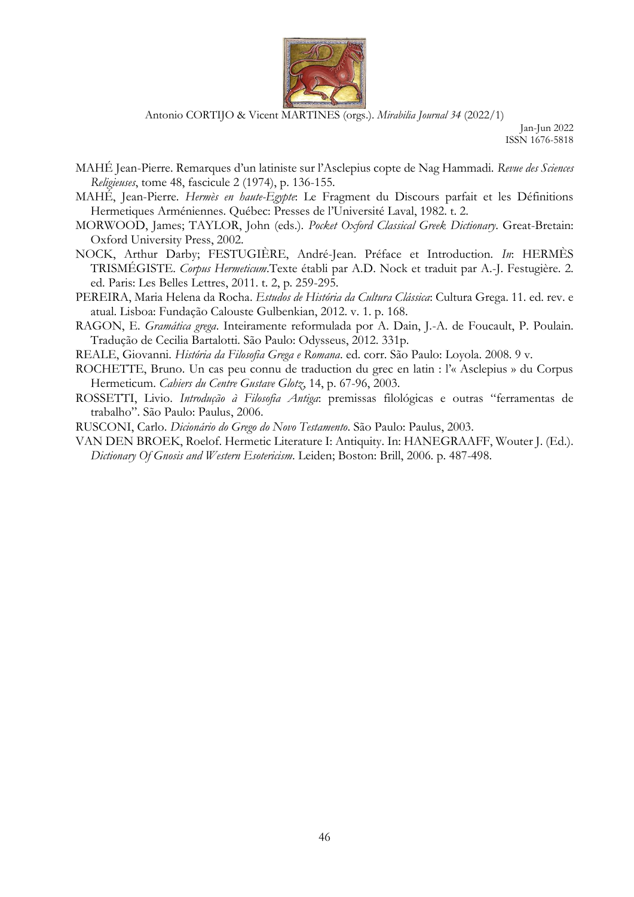MAHÉ Jean-Pierre. Remarques d'un latiniste sur l'Asclepius copte de Nag Hammadi. *Revue des Sciences Religieuses*, tome 48, fascicule 2 (1974), p. 136-155.

MAHÉ, Jean-Pierre. *Hermès en haute-Egypte*: Le Fragment du Discours parfait et les Définitions Hermetiques Arméniennes. Québec: Presses de l'Université Laval, 1982. t. 2.

MORWOOD, James; TAYLOR, John (eds.). *Pocket Oxford Classical Greek Dictionary*. Great-Bretain: Oxford University Press, 2002.

NOCK, Arthur Darby; FESTUGIÈRE, André-Jean. Préface et Introduction. *In*: HERMÈS TRISMÉGISTE. *Corpus Hermeticum*.Texte établi par A.D. Nock et traduit par A.-J. Festugière. 2. ed. Paris: Les Belles Lettres, 2011. t. 2, p. 259-295.

PEREIRA, Maria Helena da Rocha. *Estudos de História da Cultura Clássica*: Cultura Grega. 11. ed. rev. e atual. Lisboa: Fundação Calouste Gulbenkian, 2012. v. 1. p. 168.

RAGON, E. *Gramática grega*. Inteiramente reformulada por A. Dain, J.-A. de Foucault, P. Poulain. Tradução de Cecilia Bartalotti. São Paulo: Odysseus, 2012. 331p.

REALE, Giovanni. *História da Filosofia Grega e Romana*. ed. corr. São Paulo: Loyola. 2008. 9 v.

ROCHETTE, Bruno. Un cas peu connu de traduction du grec en latin : l'« Asclepius » du Corpus Hermeticum. *Cahiers du Centre Gustave Glotz*, 14, p. 67-96, 2003.

ROSSETTI, Livio. *Introdução à Filosofia Antiga*: premissas filológicas e outras "ferramentas de trabalho". São Paulo: Paulus, 2006.

RUSCONI, Carlo. *Dicionário do Grego do Novo Testamento*. São Paulo: Paulus, 2003.

VAN DEN BROEK, Roelof. Hermetic Literature I: Antiquity. In: HANEGRAAFF, Wouter J. (Ed.). *Dictionary Of Gnosis and Western Esotericism*. Leiden; Boston: Brill, 2006. p. 487-498.